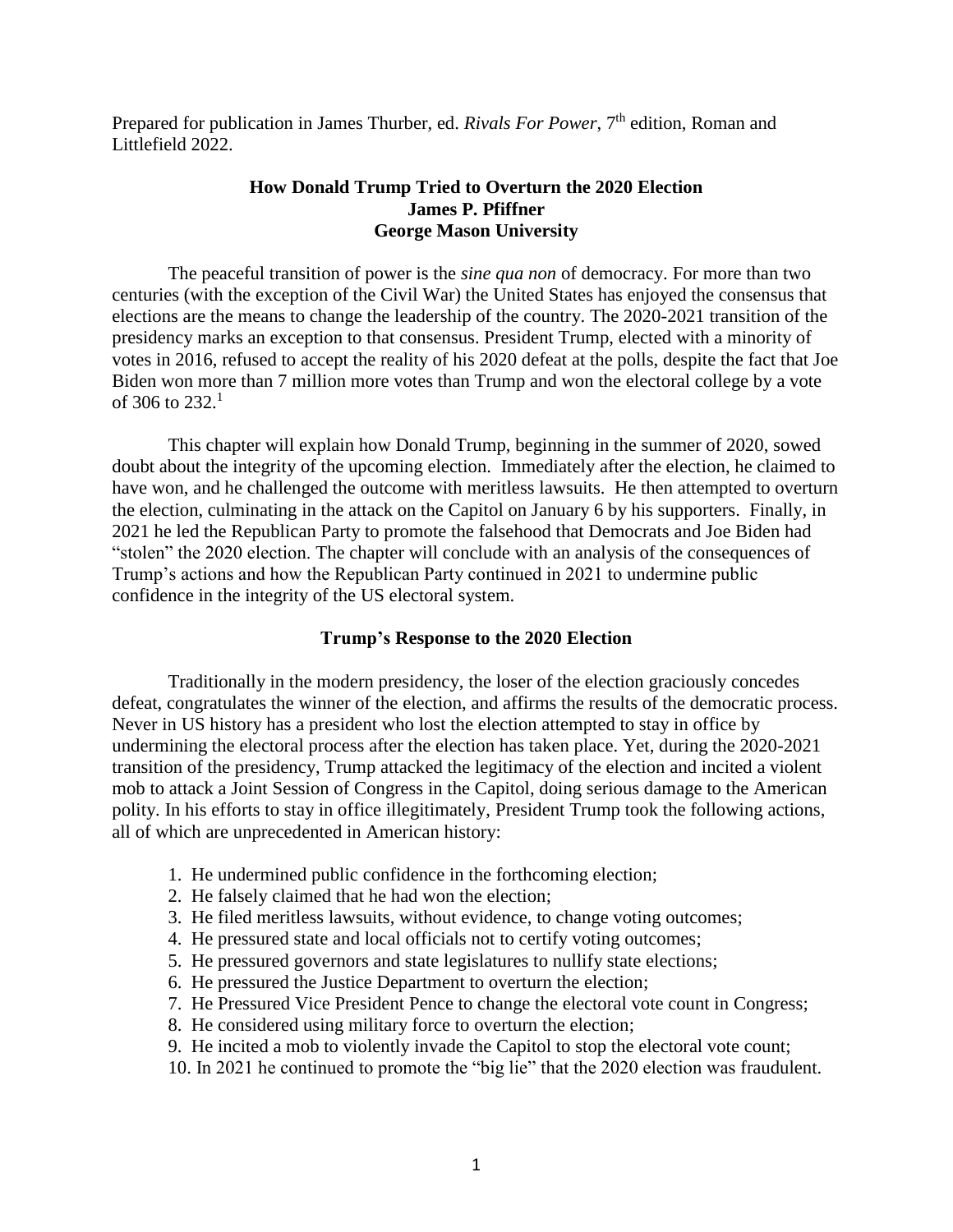Prepared for publication in James Thurber, ed. *Rivals For Power*, 7th edition, Roman and Littlefield 2022.

# How Donald Trump Tried to Overturn the 2020 Election

**James P. Pfiffner**
**George Mason University**

The peaceful transition of power is the *sine qua non* of democracy. For more than two centuries (with the exception of the Civil War) the United States has enjoyed the consensus that elections are the means to change the leadership of the country. The 2020-2021 transition of the presidency marks an exception to that consensus. President Trump, elected with a minority of votes in 2016, refused to accept the reality of his 2020 defeat at the polls, despite the fact that Joe Biden won more than 7 million more votes than Trump and won the electoral college by a vote of 306 to 232.[1]

This chapter will explain how Donald Trump, beginning in the summer of 2020, sowed doubt about the integrity of the upcoming election. Immediately after the election, he claimed to have won, and he challenged the outcome with meritless lawsuits. He then attempted to overturn the election, culminating in the attack on the Capitol on January 6 by his supporters. Finally, in 2021 he led the Republican Party to promote the falsehood that Democrats and Joe Biden had "stolen" the 2020 election. The chapter will conclude with an analysis of the consequences of Trump's actions and how the Republican Party continued in 2021 to undermine public confidence in the integrity of the US electoral system.

## Trump's Response to the 2020 Election

Traditionally in the modern presidency, the loser of the election graciously concedes defeat, congratulates the winner of the election, and affirms the results of the democratic process. Never in US history has a president who lost the election attempted to stay in office by undermining the electoral process after the election has taken place. Yet, during the 2020-2021 transition of the presidency, Trump attacked the legitimacy of the election and incited a violent mob to attack a Joint Session of Congress in the Capitol, doing serious damage to the American polity. In his efforts to stay in office illegitimately, President Trump took the following actions, all of which are unprecedented in American history:

1. He undermined public confidence in the forthcoming election;
2. He falsely claimed that he had won the election;
3. He filed meritless lawsuits, without evidence, to change voting outcomes;
4. He pressured state and local officials not to certify voting outcomes;
5. He pressured governors and state legislatures to nullify state elections;
6. He pressured the Justice Department to overturn the election;
7. He Pressured Vice President Pence to change the electoral vote count in Congress;
8. He considered using military force to overturn the election;
9. He incited a mob to violently invade the Capitol to stop the electoral vote count;
10. In 2021 he continued to promote the "big lie" that the 2020 election was fraudulent.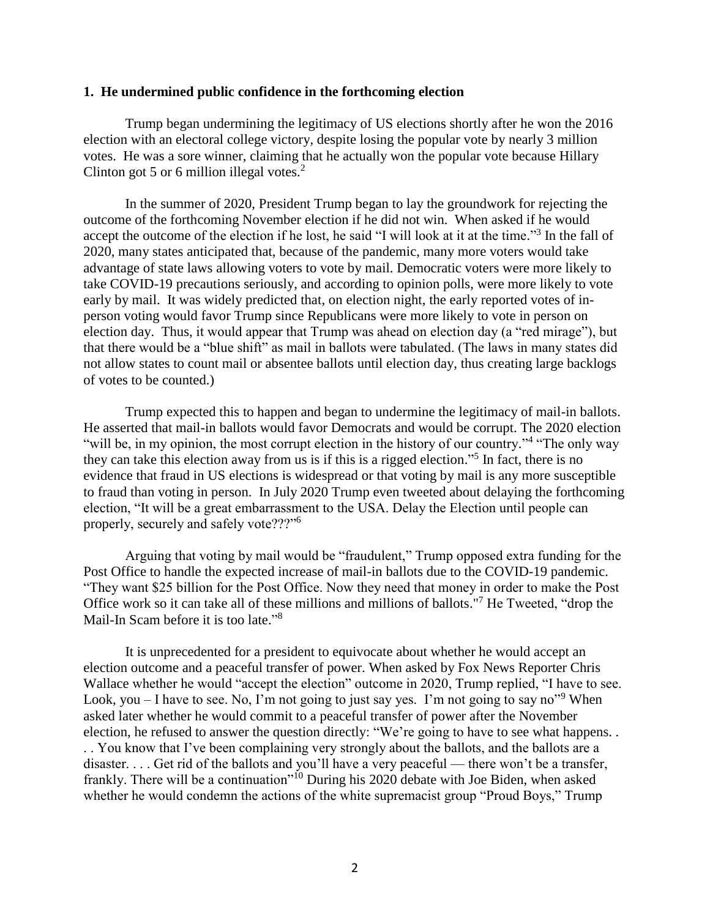**1. He undermined public confidence in the forthcoming election**

Trump began undermining the legitimacy of US elections shortly after he won the 2016 election with an electoral college victory, despite losing the popular vote by nearly 3 million votes. He was a sore winner, claiming that he actually won the popular vote because Hillary Clinton got 5 or 6 million illegal votes.[2]

In the summer of 2020, President Trump began to lay the groundwork for rejecting the outcome of the forthcoming November election if he did not win. When asked if he would accept the outcome of the election if he lost, he said "I will look at it at the time."[3] In the fall of 2020, many states anticipated that, because of the pandemic, many more voters would take advantage of state laws allowing voters to vote by mail. Democratic voters were more likely to take COVID-19 precautions seriously, and according to opinion polls, were more likely to vote early by mail. It was widely predicted that, on election night, the early reported votes of in-person voting would favor Trump since Republicans were more likely to vote in person on election day. Thus, it would appear that Trump was ahead on election day (a "red mirage"), but that there would be a "blue shift" as mail in ballots were tabulated. (The laws in many states did not allow states to count mail or absentee ballots until election day, thus creating large backlogs of votes to be counted.)

Trump expected this to happen and began to undermine the legitimacy of mail-in ballots. He asserted that mail-in ballots would favor Democrats and would be corrupt. The 2020 election "will be, in my opinion, the most corrupt election in the history of our country."[4] "The only way they can take this election away from us is if this is a rigged election."[5] In fact, there is no evidence that fraud in US elections is widespread or that voting by mail is any more susceptible to fraud than voting in person. In July 2020 Trump even tweeted about delaying the forthcoming election, "It will be a great embarrassment to the USA. Delay the Election until people can properly, securely and safely vote???"[6]

Arguing that voting by mail would be "fraudulent," Trump opposed extra funding for the Post Office to handle the expected increase of mail-in ballots due to the COVID-19 pandemic. "They want $25 billion for the Post Office. Now they need that money in order to make the Post Office work so it can take all of these millions and millions of ballots."[7] He Tweeted, "drop the Mail-In Scam before it is too late."[8]

It is unprecedented for a president to equivocate about whether he would accept an election outcome and a peaceful transfer of power. When asked by Fox News Reporter Chris Wallace whether he would "accept the election" outcome in 2020, Trump replied, "I have to see. Look, you – I have to see. No, I'm not going to just say yes. I'm not going to say no"[9] When asked later whether he would commit to a peaceful transfer of power after the November election, he refused to answer the question directly: "We're going to have to see what happens. . . . You know that I've been complaining very strongly about the ballots, and the ballots are a disaster. . . . Get rid of the ballots and you'll have a very peaceful — there won't be a transfer, frankly. There will be a continuation"[10] During his 2020 debate with Joe Biden, when asked whether he would condemn the actions of the white supremacist group "Proud Boys," Trump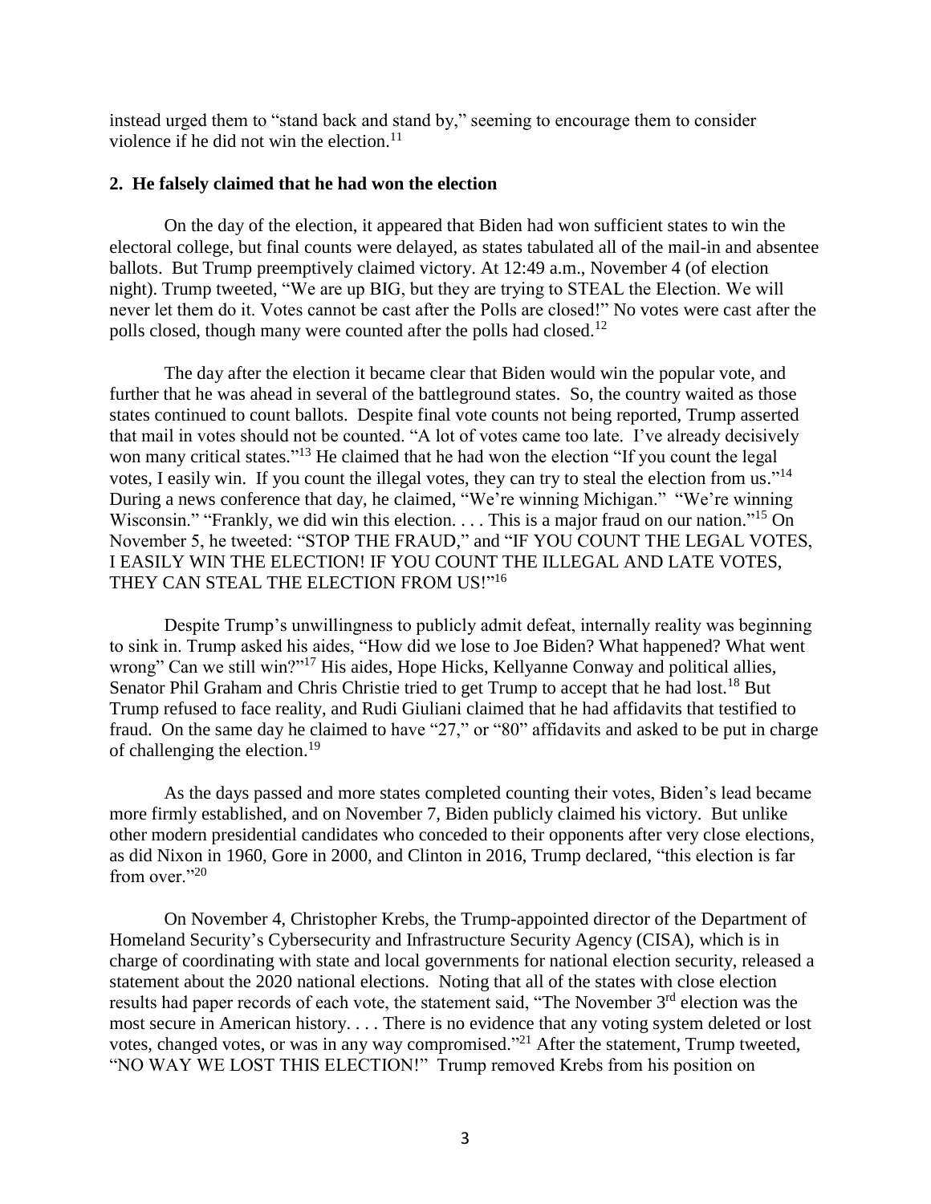instead urged them to "stand back and stand by," seeming to encourage them to consider violence if he did not win the election.[11]

**2. He falsely claimed that he had won the election**

On the day of the election, it appeared that Biden had won sufficient states to win the electoral college, but final counts were delayed, as states tabulated all of the mail-in and absentee ballots. But Trump preemptively claimed victory. At 12:49 a.m., November 4 (of election night). Trump tweeted, "We are up BIG, but they are trying to STEAL the Election. We will never let them do it. Votes cannot be cast after the Polls are closed!" No votes were cast after the polls closed, though many were counted after the polls had closed.[12]

The day after the election it became clear that Biden would win the popular vote, and further that he was ahead in several of the battleground states. So, the country waited as those states continued to count ballots. Despite final vote counts not being reported, Trump asserted that mail in votes should not be counted. "A lot of votes came too late. I've already decisively won many critical states."[13] He claimed that he had won the election "If you count the legal votes, I easily win. If you count the illegal votes, they can try to steal the election from us."[14] During a news conference that day, he claimed, "We're winning Michigan." "We're winning Wisconsin." "Frankly, we did win this election. . . . This is a major fraud on our nation."[15] On November 5, he tweeted: "STOP THE FRAUD," and "IF YOU COUNT THE LEGAL VOTES, I EASILY WIN THE ELECTION! IF YOU COUNT THE ILLEGAL AND LATE VOTES, THEY CAN STEAL THE ELECTION FROM US!"[16]

Despite Trump's unwillingness to publicly admit defeat, internally reality was beginning to sink in. Trump asked his aides, "How did we lose to Joe Biden? What happened? What went wrong" Can we still win?"[17] His aides, Hope Hicks, Kellyanne Conway and political allies, Senator Phil Graham and Chris Christie tried to get Trump to accept that he had lost.[18] But Trump refused to face reality, and Rudi Giuliani claimed that he had affidavits that testified to fraud. On the same day he claimed to have "27," or "80" affidavits and asked to be put in charge of challenging the election.[19]

As the days passed and more states completed counting their votes, Biden's lead became more firmly established, and on November 7, Biden publicly claimed his victory. But unlike other modern presidential candidates who conceded to their opponents after very close elections, as did Nixon in 1960, Gore in 2000, and Clinton in 2016, Trump declared, "this election is far from over."[20]

On November 4, Christopher Krebs, the Trump-appointed director of the Department of Homeland Security's Cybersecurity and Infrastructure Security Agency (CISA), which is in charge of coordinating with state and local governments for national election security, released a statement about the 2020 national elections. Noting that all of the states with close election results had paper records of each vote, the statement said, "The November 3rd election was the most secure in American history. . . . There is no evidence that any voting system deleted or lost votes, changed votes, or was in any way compromised."[21] After the statement, Trump tweeted, "NO WAY WE LOST THIS ELECTION!" Trump removed Krebs from his position on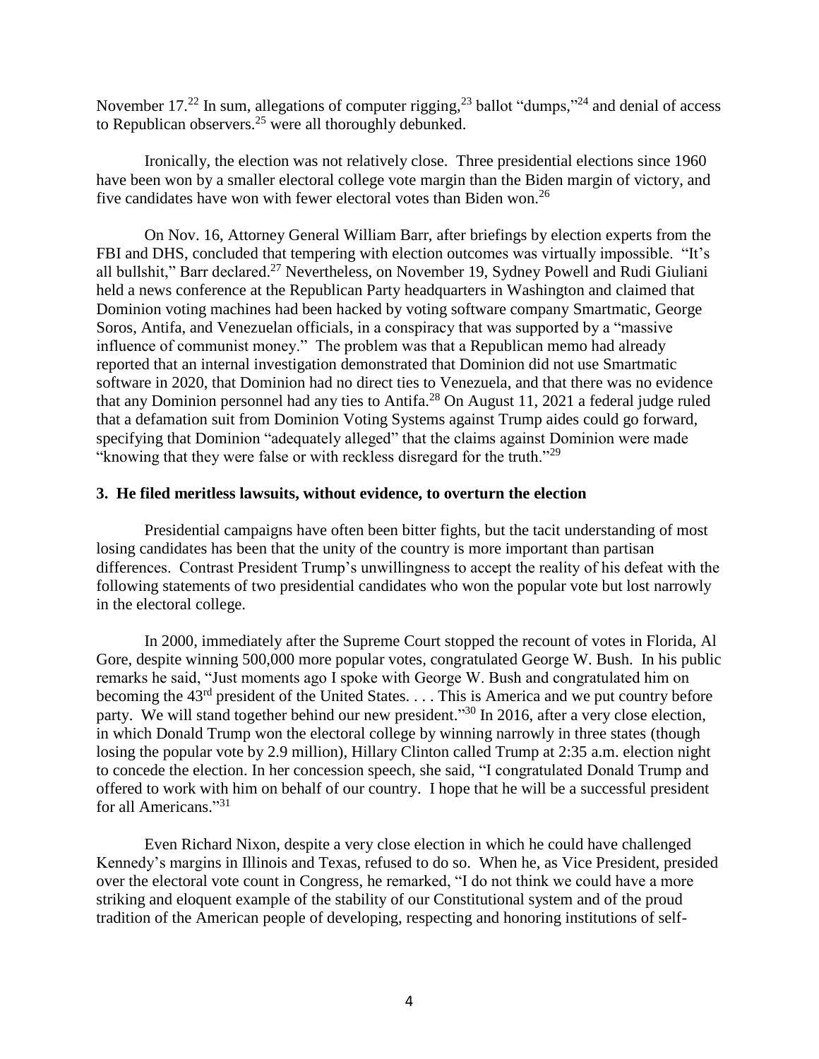November 17.[22] In sum, allegations of computer rigging,[23] ballot "dumps,"[24] and denial of access to Republican observers.[25] were all thoroughly debunked.

Ironically, the election was not relatively close. Three presidential elections since 1960 have been won by a smaller electoral college vote margin than the Biden margin of victory, and five candidates have won with fewer electoral votes than Biden won.[26]

On Nov. 16, Attorney General William Barr, after briefings by election experts from the FBI and DHS, concluded that tempering with election outcomes was virtually impossible. "It's all bullshit," Barr declared.[27] Nevertheless, on November 19, Sydney Powell and Rudi Giuliani held a news conference at the Republican Party headquarters in Washington and claimed that Dominion voting machines had been hacked by voting software company Smartmatic, George Soros, Antifa, and Venezuelan officials, in a conspiracy that was supported by a "massive influence of communist money." The problem was that a Republican memo had already reported that an internal investigation demonstrated that Dominion did not use Smartmatic software in 2020, that Dominion had no direct ties to Venezuela, and that there was no evidence that any Dominion personnel had any ties to Antifa.[28] On August 11, 2021 a federal judge ruled that a defamation suit from Dominion Voting Systems against Trump aides could go forward, specifying that Dominion "adequately alleged" that the claims against Dominion were made "knowing that they were false or with reckless disregard for the truth."[29]

### 3. He filed meritless lawsuits, without evidence, to overturn the election

Presidential campaigns have often been bitter fights, but the tacit understanding of most losing candidates has been that the unity of the country is more important than partisan differences. Contrast President Trump's unwillingness to accept the reality of his defeat with the following statements of two presidential candidates who won the popular vote but lost narrowly in the electoral college.

In 2000, immediately after the Supreme Court stopped the recount of votes in Florida, Al Gore, despite winning 500,000 more popular votes, congratulated George W. Bush. In his public remarks he said, "Just moments ago I spoke with George W. Bush and congratulated him on becoming the 43rd president of the United States. . . . This is America and we put country before party. We will stand together behind our new president."[30] In 2016, after a very close election, in which Donald Trump won the electoral college by winning narrowly in three states (though losing the popular vote by 2.9 million), Hillary Clinton called Trump at 2:35 a.m. election night to concede the election. In her concession speech, she said, "I congratulated Donald Trump and offered to work with him on behalf of our country. I hope that he will be a successful president for all Americans."[31]

Even Richard Nixon, despite a very close election in which he could have challenged Kennedy's margins in Illinois and Texas, refused to do so. When he, as Vice President, presided over the electoral vote count in Congress, he remarked, "I do not think we could have a more striking and eloquent example of the stability of our Constitutional system and of the proud tradition of the American people of developing, respecting and honoring institutions of self-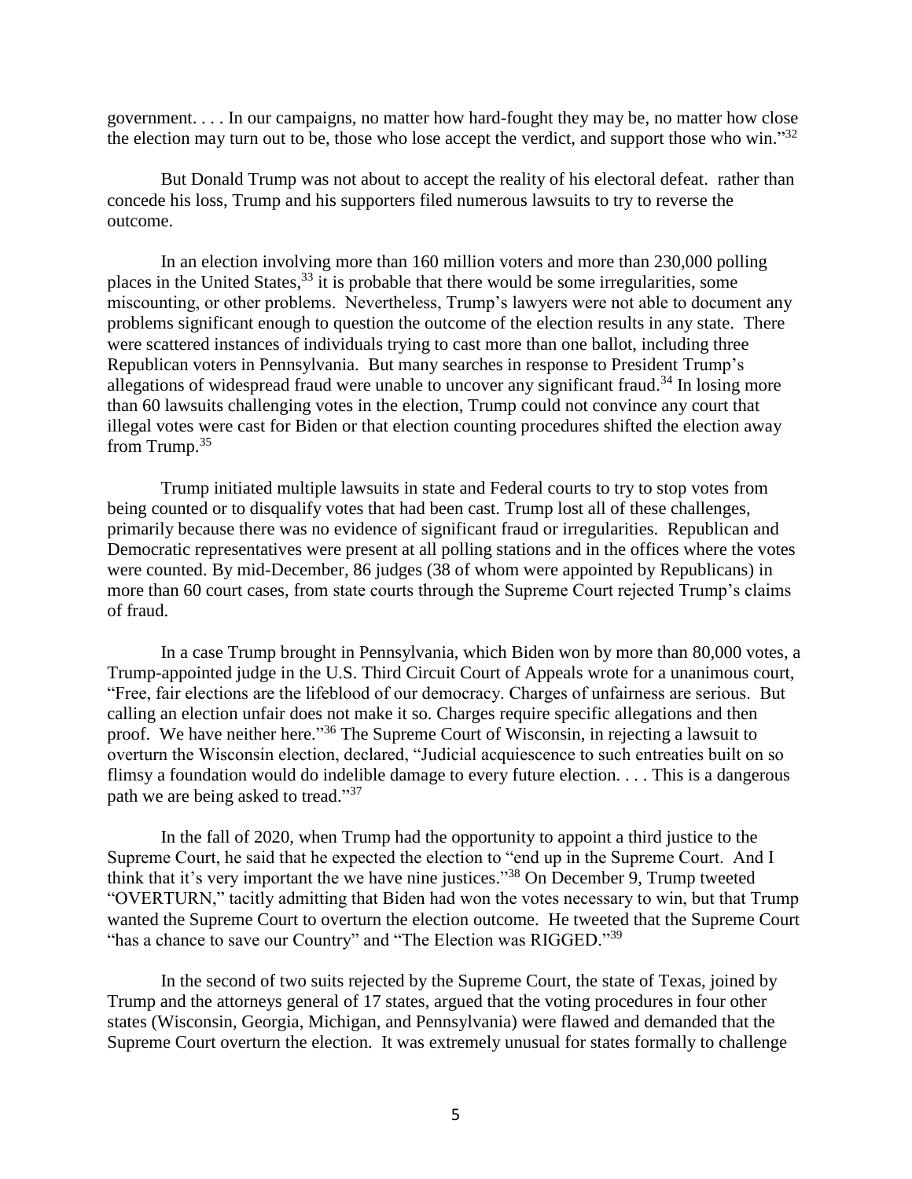government. . . . In our campaigns, no matter how hard-fought they may be, no matter how close the election may turn out to be, those who lose accept the verdict, and support those who win."[32]

But Donald Trump was not about to accept the reality of his electoral defeat. rather than concede his loss, Trump and his supporters filed numerous lawsuits to try to reverse the outcome.

In an election involving more than 160 million voters and more than 230,000 polling places in the United States,[33] it is probable that there would be some irregularities, some miscounting, or other problems. Nevertheless, Trump's lawyers were not able to document any problems significant enough to question the outcome of the election results in any state. There were scattered instances of individuals trying to cast more than one ballot, including three Republican voters in Pennsylvania. But many searches in response to President Trump's allegations of widespread fraud were unable to uncover any significant fraud.[34] In losing more than 60 lawsuits challenging votes in the election, Trump could not convince any court that illegal votes were cast for Biden or that election counting procedures shifted the election away from Trump.[35]

Trump initiated multiple lawsuits in state and Federal courts to try to stop votes from being counted or to disqualify votes that had been cast. Trump lost all of these challenges, primarily because there was no evidence of significant fraud or irregularities. Republican and Democratic representatives were present at all polling stations and in the offices where the votes were counted. By mid-December, 86 judges (38 of whom were appointed by Republicans) in more than 60 court cases, from state courts through the Supreme Court rejected Trump's claims of fraud.

In a case Trump brought in Pennsylvania, which Biden won by more than 80,000 votes, a Trump-appointed judge in the U.S. Third Circuit Court of Appeals wrote for a unanimous court, "Free, fair elections are the lifeblood of our democracy. Charges of unfairness are serious. But calling an election unfair does not make it so. Charges require specific allegations and then proof. We have neither here."[36] The Supreme Court of Wisconsin, in rejecting a lawsuit to overturn the Wisconsin election, declared, "Judicial acquiescence to such entreaties built on so flimsy a foundation would do indelible damage to every future election. . . . This is a dangerous path we are being asked to tread."[37]

In the fall of 2020, when Trump had the opportunity to appoint a third justice to the Supreme Court, he said that he expected the election to "end up in the Supreme Court. And I think that it's very important the we have nine justices."[38] On December 9, Trump tweeted "OVERTURN," tacitly admitting that Biden had won the votes necessary to win, but that Trump wanted the Supreme Court to overturn the election outcome. He tweeted that the Supreme Court "has a chance to save our Country" and "The Election was RIGGED."[39]

In the second of two suits rejected by the Supreme Court, the state of Texas, joined by Trump and the attorneys general of 17 states, argued that the voting procedures in four other states (Wisconsin, Georgia, Michigan, and Pennsylvania) were flawed and demanded that the Supreme Court overturn the election. It was extremely unusual for states formally to challenge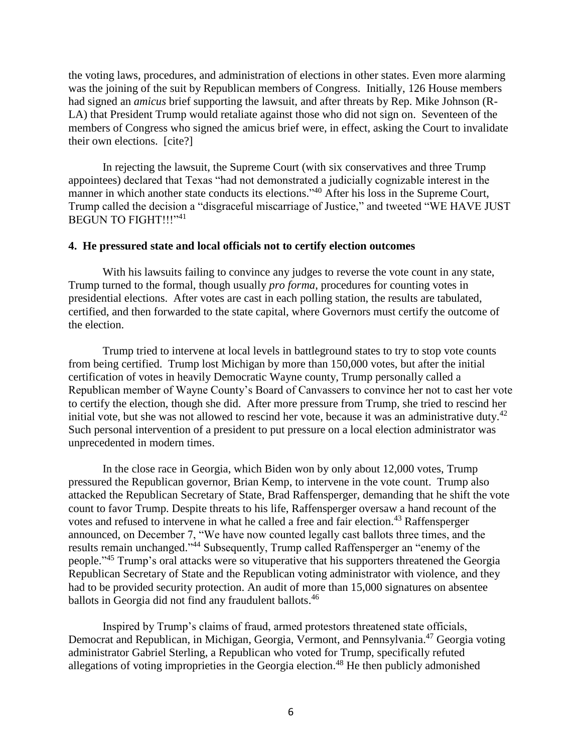the voting laws, procedures, and administration of elections in other states. Even more alarming was the joining of the suit by Republican members of Congress. Initially, 126 House members had signed an *amicus* brief supporting the lawsuit, and after threats by Rep. Mike Johnson (R-LA) that President Trump would retaliate against those who did not sign on. Seventeen of the members of Congress who signed the amicus brief were, in effect, asking the Court to invalidate their own elections. [cite?]

In rejecting the lawsuit, the Supreme Court (with six conservatives and three Trump appointees) declared that Texas "had not demonstrated a judicially cognizable interest in the manner in which another state conducts its elections."[40] After his loss in the Supreme Court, Trump called the decision a "disgraceful miscarriage of Justice," and tweeted "WE HAVE JUST BEGUN TO FIGHT!!!"[41]

**4. He pressured state and local officials not to certify election outcomes**

With his lawsuits failing to convince any judges to reverse the vote count in any state, Trump turned to the formal, though usually *pro forma*, procedures for counting votes in presidential elections. After votes are cast in each polling station, the results are tabulated, certified, and then forwarded to the state capital, where Governors must certify the outcome of the election.

Trump tried to intervene at local levels in battleground states to try to stop vote counts from being certified. Trump lost Michigan by more than 150,000 votes, but after the initial certification of votes in heavily Democratic Wayne county, Trump personally called a Republican member of Wayne County's Board of Canvassers to convince her not to cast her vote to certify the election, though she did. After more pressure from Trump, she tried to rescind her initial vote, but she was not allowed to rescind her vote, because it was an administrative duty.[42] Such personal intervention of a president to put pressure on a local election administrator was unprecedented in modern times.

In the close race in Georgia, which Biden won by only about 12,000 votes, Trump pressured the Republican governor, Brian Kemp, to intervene in the vote count. Trump also attacked the Republican Secretary of State, Brad Raffensperger, demanding that he shift the vote count to favor Trump. Despite threats to his life, Raffensperger oversaw a hand recount of the votes and refused to intervene in what he called a free and fair election.[43] Raffensperger announced, on December 7, "We have now counted legally cast ballots three times, and the results remain unchanged."[44] Subsequently, Trump called Raffensperger an "enemy of the people."[45] Trump's oral attacks were so vituperative that his supporters threatened the Georgia Republican Secretary of State and the Republican voting administrator with violence, and they had to be provided security protection. An audit of more than 15,000 signatures on absentee ballots in Georgia did not find any fraudulent ballots.[46]

Inspired by Trump's claims of fraud, armed protestors threatened state officials, Democrat and Republican, in Michigan, Georgia, Vermont, and Pennsylvania.[47] Georgia voting administrator Gabriel Sterling, a Republican who voted for Trump, specifically refuted allegations of voting improprieties in the Georgia election.[48] He then publicly admonished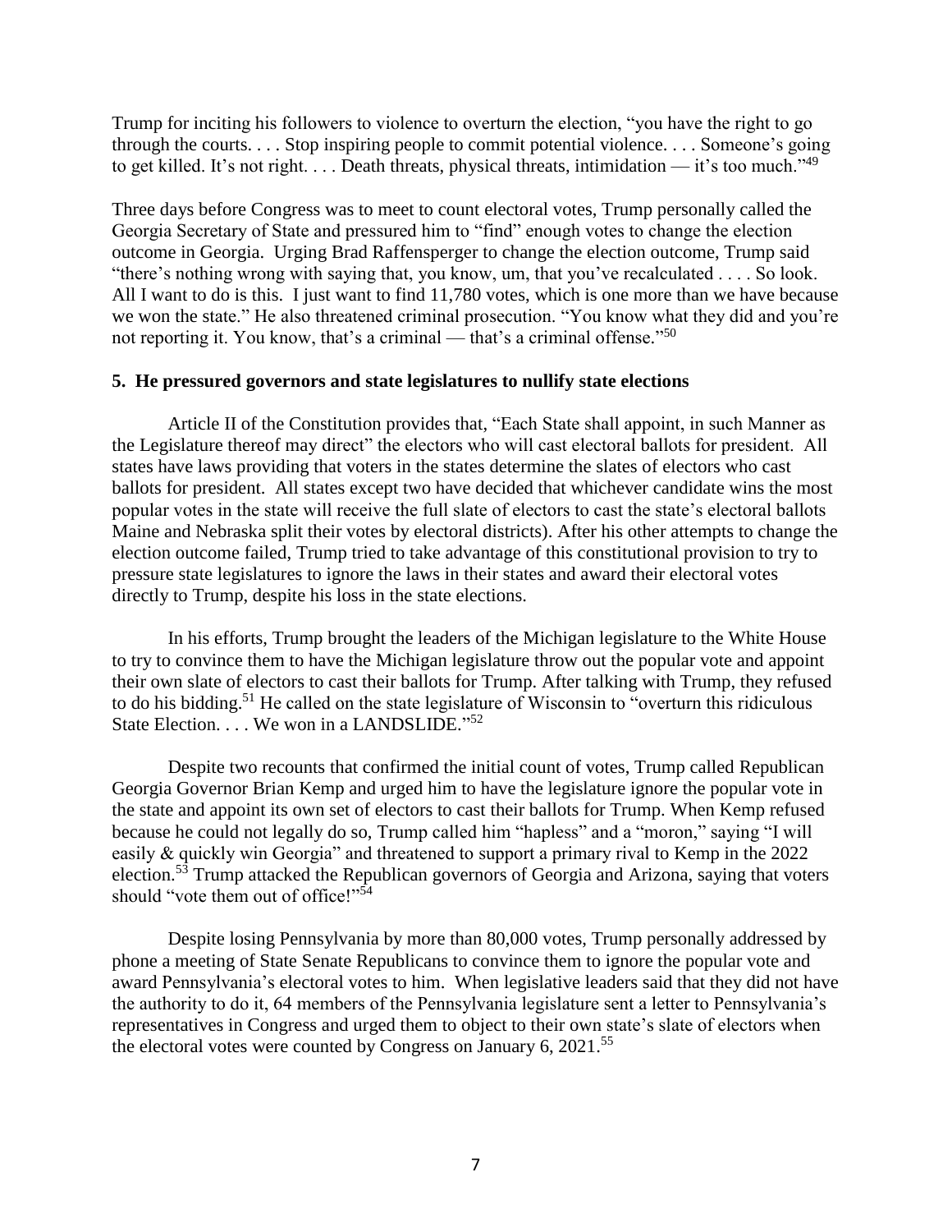Trump for inciting his followers to violence to overturn the election, "you have the right to go through the courts. . . . Stop inspiring people to commit potential violence. . . . Someone's going to get killed. It's not right. . . . Death threats, physical threats, intimidation — it's too much."[49]

Three days before Congress was to meet to count electoral votes, Trump personally called the Georgia Secretary of State and pressured him to "find" enough votes to change the election outcome in Georgia. Urging Brad Raffensperger to change the election outcome, Trump said "there's nothing wrong with saying that, you know, um, that you've recalculated . . . . So look. All I want to do is this. I just want to find 11,780 votes, which is one more than we have because we won the state." He also threatened criminal prosecution. "You know what they did and you're not reporting it. You know, that's a criminal — that's a criminal offense."[50]

**5. He pressured governors and state legislatures to nullify state elections**

Article II of the Constitution provides that, "Each State shall appoint, in such Manner as the Legislature thereof may direct" the electors who will cast electoral ballots for president. All states have laws providing that voters in the states determine the slates of electors who cast ballots for president. All states except two have decided that whichever candidate wins the most popular votes in the state will receive the full slate of electors to cast the state's electoral ballots Maine and Nebraska split their votes by electoral districts). After his other attempts to change the election outcome failed, Trump tried to take advantage of this constitutional provision to try to pressure state legislatures to ignore the laws in their states and award their electoral votes directly to Trump, despite his loss in the state elections.

In his efforts, Trump brought the leaders of the Michigan legislature to the White House to try to convince them to have the Michigan legislature throw out the popular vote and appoint their own slate of electors to cast their ballots for Trump. After talking with Trump, they refused to do his bidding.[51] He called on the state legislature of Wisconsin to "overturn this ridiculous State Election. . . . We won in a LANDSLIDE."[52]

Despite two recounts that confirmed the initial count of votes, Trump called Republican Georgia Governor Brian Kemp and urged him to have the legislature ignore the popular vote in the state and appoint its own set of electors to cast their ballots for Trump. When Kemp refused because he could not legally do so, Trump called him "hapless" and a "moron," saying "I will easily & quickly win Georgia" and threatened to support a primary rival to Kemp in the 2022 election.[53] Trump attacked the Republican governors of Georgia and Arizona, saying that voters should "vote them out of office!"[54]

Despite losing Pennsylvania by more than 80,000 votes, Trump personally addressed by phone a meeting of State Senate Republicans to convince them to ignore the popular vote and award Pennsylvania's electoral votes to him. When legislative leaders said that they did not have the authority to do it, 64 members of the Pennsylvania legislature sent a letter to Pennsylvania's representatives in Congress and urged them to object to their own state's slate of electors when the electoral votes were counted by Congress on January 6, 2021.[55]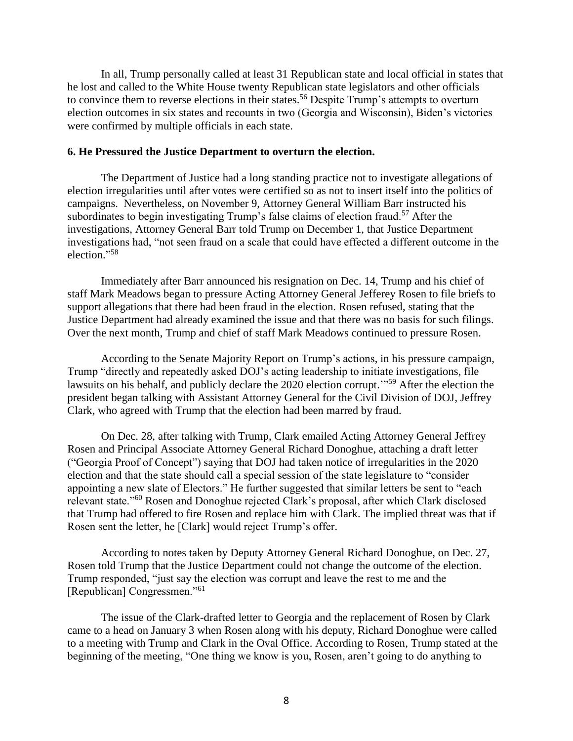In all, Trump personally called at least 31 Republican state and local official in states that he lost and called to the White House twenty Republican state legislators and other officials to convince them to reverse elections in their states.[56] Despite Trump's attempts to overturn election outcomes in six states and recounts in two (Georgia and Wisconsin), Biden's victories were confirmed by multiple officials in each state.

**6. He Pressured the Justice Department to overturn the election.**

The Department of Justice had a long standing practice not to investigate allegations of election irregularities until after votes were certified so as not to insert itself into the politics of campaigns. Nevertheless, on November 9, Attorney General William Barr instructed his subordinates to begin investigating Trump's false claims of election fraud.[57] After the investigations, Attorney General Barr told Trump on December 1, that Justice Department investigations had, "not seen fraud on a scale that could have effected a different outcome in the election."[58]

Immediately after Barr announced his resignation on Dec. 14, Trump and his chief of staff Mark Meadows began to pressure Acting Attorney General Jeferey Rosen to file briefs to support allegations that there had been fraud in the election. Rosen refused, stating that the Justice Department had already examined the issue and that there was no basis for such filings. Over the next month, Trump and chief of staff Mark Meadows continued to pressure Rosen.

According to the Senate Majority Report on Trump's actions, in his pressure campaign, Trump "directly and repeatedly asked DOJ's acting leadership to initiate investigations, file lawsuits on his behalf, and publicly declare the 2020 election corrupt.'"[59] After the election the president began talking with Assistant Attorney General for the Civil Division of DOJ, Jeffrey Clark, who agreed with Trump that the election had been marred by fraud.

On Dec. 28, after talking with Trump, Clark emailed Acting Attorney General Jeffrey Rosen and Principal Associate Attorney General Richard Donoghue, attaching a draft letter ("Georgia Proof of Concept") saying that DOJ had taken notice of irregularities in the 2020 election and that the state should call a special session of the state legislature to "consider appointing a new slate of Electors." He further suggested that similar letters be sent to "each relevant state."[60] Rosen and Donoghue rejected Clark's proposal, after which Clark disclosed that Trump had offered to fire Rosen and replace him with Clark. The implied threat was that if Rosen sent the letter, he [Clark] would reject Trump's offer.

According to notes taken by Deputy Attorney General Richard Donoghue, on Dec. 27, Rosen told Trump that the Justice Department could not change the outcome of the election. Trump responded, "just say the election was corrupt and leave the rest to me and the [Republican] Congressmen."[61]

The issue of the Clark-drafted letter to Georgia and the replacement of Rosen by Clark came to a head on January 3 when Rosen along with his deputy, Richard Donoghue were called to a meeting with Trump and Clark in the Oval Office. According to Rosen, Trump stated at the beginning of the meeting, "One thing we know is you, Rosen, aren't going to do anything to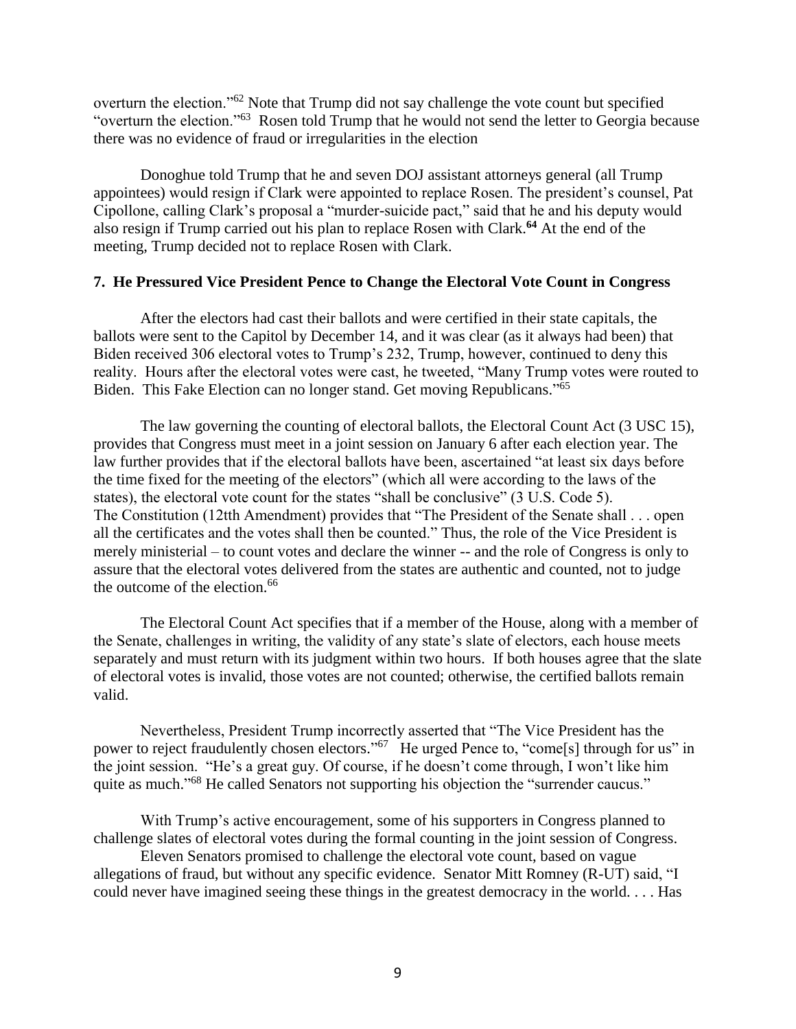overturn the election."[62] Note that Trump did not say challenge the vote count but specified "overturn the election."[63] Rosen told Trump that he would not send the letter to Georgia because there was no evidence of fraud or irregularities in the election

Donoghue told Trump that he and seven DOJ assistant attorneys general (all Trump appointees) would resign if Clark were appointed to replace Rosen. The president's counsel, Pat Cipollone, calling Clark's proposal a "murder-suicide pact," said that he and his deputy would also resign if Trump carried out his plan to replace Rosen with Clark.[64] At the end of the meeting, Trump decided not to replace Rosen with Clark.

**7. He Pressured Vice President Pence to Change the Electoral Vote Count in Congress**

After the electors had cast their ballots and were certified in their state capitals, the ballots were sent to the Capitol by December 14, and it was clear (as it always had been) that Biden received 306 electoral votes to Trump's 232, Trump, however, continued to deny this reality. Hours after the electoral votes were cast, he tweeted, "Many Trump votes were routed to Biden. This Fake Election can no longer stand. Get moving Republicans."[65]

The law governing the counting of electoral ballots, the Electoral Count Act (3 USC 15), provides that Congress must meet in a joint session on January 6 after each election year. The law further provides that if the electoral ballots have been, ascertained "at least six days before the time fixed for the meeting of the electors" (which all were according to the laws of the states), the electoral vote count for the states "shall be conclusive" (3 U.S. Code 5). The Constitution (12tth Amendment) provides that "The President of the Senate shall . . . open all the certificates and the votes shall then be counted." Thus, the role of the Vice President is merely ministerial – to count votes and declare the winner -- and the role of Congress is only to assure that the electoral votes delivered from the states are authentic and counted, not to judge the outcome of the election.[66]

The Electoral Count Act specifies that if a member of the House, along with a member of the Senate, challenges in writing, the validity of any state's slate of electors, each house meets separately and must return with its judgment within two hours. If both houses agree that the slate of electoral votes is invalid, those votes are not counted; otherwise, the certified ballots remain valid.

Nevertheless, President Trump incorrectly asserted that "The Vice President has the power to reject fraudulently chosen electors."[67] He urged Pence to, "come[s] through for us" in the joint session. "He's a great guy. Of course, if he doesn't come through, I won't like him quite as much."[68] He called Senators not supporting his objection the "surrender caucus."

With Trump's active encouragement, some of his supporters in Congress planned to challenge slates of electoral votes during the formal counting in the joint session of Congress.

Eleven Senators promised to challenge the electoral vote count, based on vague allegations of fraud, but without any specific evidence. Senator Mitt Romney (R-UT) said, "I could never have imagined seeing these things in the greatest democracy in the world. . . . Has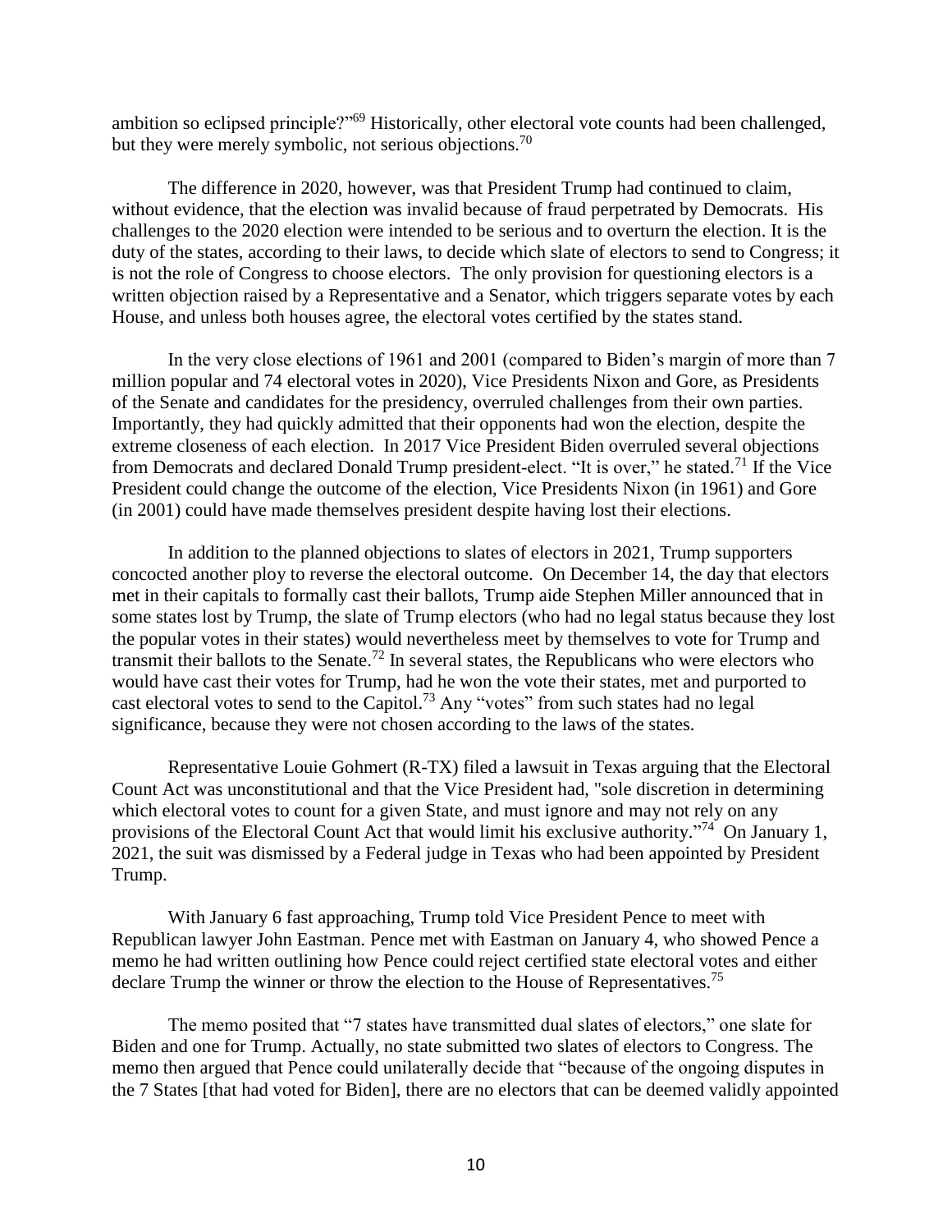ambition so eclipsed principle?"[69] Historically, other electoral vote counts had been challenged, but they were merely symbolic, not serious objections.[70]

The difference in 2020, however, was that President Trump had continued to claim, without evidence, that the election was invalid because of fraud perpetrated by Democrats. His challenges to the 2020 election were intended to be serious and to overturn the election. It is the duty of the states, according to their laws, to decide which slate of electors to send to Congress; it is not the role of Congress to choose electors. The only provision for questioning electors is a written objection raised by a Representative and a Senator, which triggers separate votes by each House, and unless both houses agree, the electoral votes certified by the states stand.

In the very close elections of 1961 and 2001 (compared to Biden's margin of more than 7 million popular and 74 electoral votes in 2020), Vice Presidents Nixon and Gore, as Presidents of the Senate and candidates for the presidency, overruled challenges from their own parties. Importantly, they had quickly admitted that their opponents had won the election, despite the extreme closeness of each election. In 2017 Vice President Biden overruled several objections from Democrats and declared Donald Trump president-elect. "It is over," he stated.[71] If the Vice President could change the outcome of the election, Vice Presidents Nixon (in 1961) and Gore (in 2001) could have made themselves president despite having lost their elections.

In addition to the planned objections to slates of electors in 2021, Trump supporters concocted another ploy to reverse the electoral outcome. On December 14, the day that electors met in their capitals to formally cast their ballots, Trump aide Stephen Miller announced that in some states lost by Trump, the slate of Trump electors (who had no legal status because they lost the popular votes in their states) would nevertheless meet by themselves to vote for Trump and transmit their ballots to the Senate.[72] In several states, the Republicans who were electors who would have cast their votes for Trump, had he won the vote their states, met and purported to cast electoral votes to send to the Capitol.[73] Any "votes" from such states had no legal significance, because they were not chosen according to the laws of the states.

Representative Louie Gohmert (R-TX) filed a lawsuit in Texas arguing that the Electoral Count Act was unconstitutional and that the Vice President had, "sole discretion in determining which electoral votes to count for a given State, and must ignore and may not rely on any provisions of the Electoral Count Act that would limit his exclusive authority."[74] On January 1, 2021, the suit was dismissed by a Federal judge in Texas who had been appointed by President Trump.

With January 6 fast approaching, Trump told Vice President Pence to meet with Republican lawyer John Eastman. Pence met with Eastman on January 4, who showed Pence a memo he had written outlining how Pence could reject certified state electoral votes and either declare Trump the winner or throw the election to the House of Representatives.[75]

The memo posited that "7 states have transmitted dual slates of electors," one slate for Biden and one for Trump. Actually, no state submitted two slates of electors to Congress. The memo then argued that Pence could unilaterally decide that "because of the ongoing disputes in the 7 States [that had voted for Biden], there are no electors that can be deemed validly appointed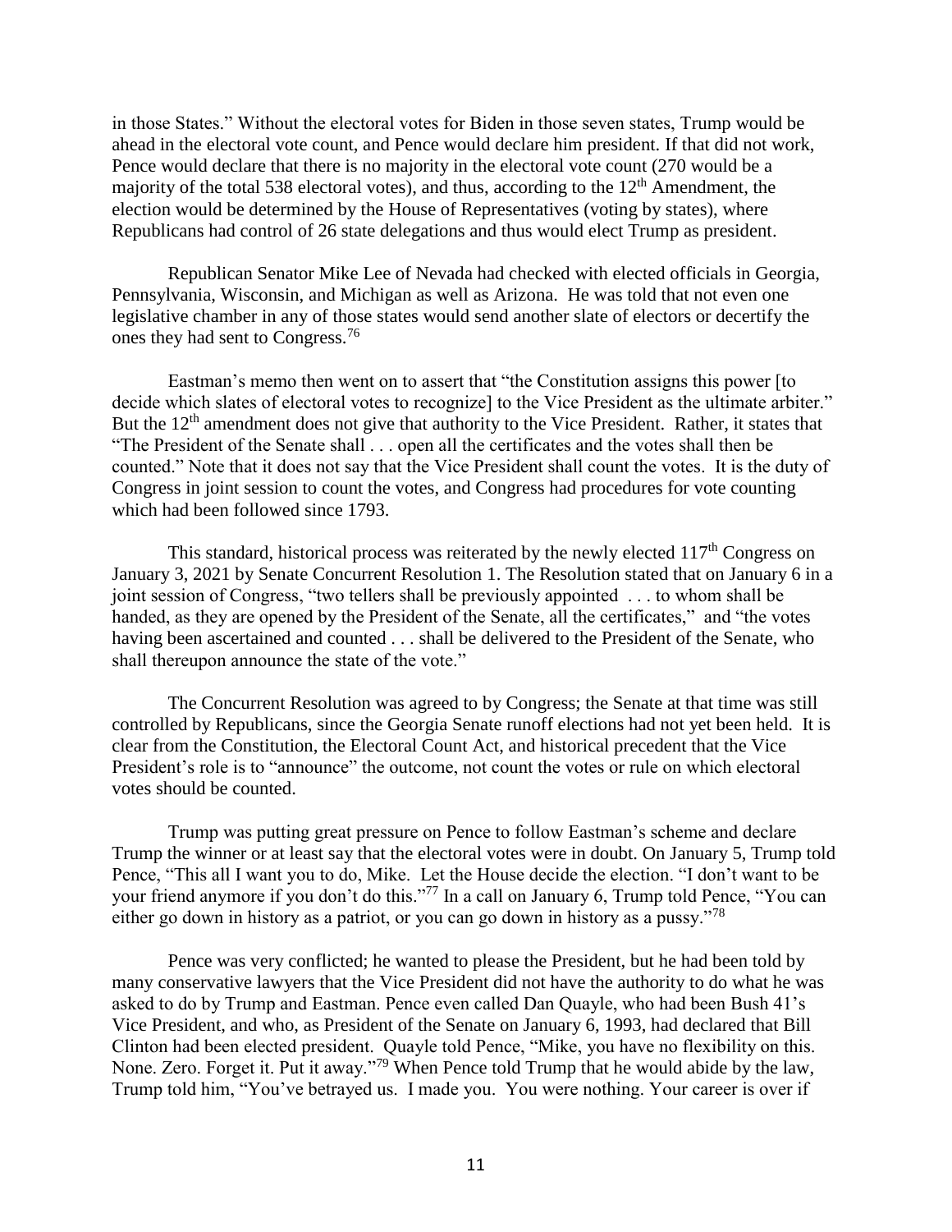in those States." Without the electoral votes for Biden in those seven states, Trump would be ahead in the electoral vote count, and Pence would declare him president. If that did not work, Pence would declare that there is no majority in the electoral vote count (270 would be a majority of the total 538 electoral votes), and thus, according to the 12th Amendment, the election would be determined by the House of Representatives (voting by states), where Republicans had control of 26 state delegations and thus would elect Trump as president.

Republican Senator Mike Lee of Nevada had checked with elected officials in Georgia, Pennsylvania, Wisconsin, and Michigan as well as Arizona. He was told that not even one legislative chamber in any of those states would send another slate of electors or decertify the ones they had sent to Congress.[76]

Eastman's memo then went on to assert that "the Constitution assigns this power [to decide which slates of electoral votes to recognize] to the Vice President as the ultimate arbiter." But the 12th amendment does not give that authority to the Vice President. Rather, it states that "The President of the Senate shall . . . open all the certificates and the votes shall then be counted." Note that it does not say that the Vice President shall count the votes. It is the duty of Congress in joint session to count the votes, and Congress had procedures for vote counting which had been followed since 1793.

This standard, historical process was reiterated by the newly elected 117th Congress on January 3, 2021 by Senate Concurrent Resolution 1. The Resolution stated that on January 6 in a joint session of Congress, "two tellers shall be previously appointed . . . to whom shall be handed, as they are opened by the President of the Senate, all the certificates," and "the votes having been ascertained and counted . . . shall be delivered to the President of the Senate, who shall thereupon announce the state of the vote."

The Concurrent Resolution was agreed to by Congress; the Senate at that time was still controlled by Republicans, since the Georgia Senate runoff elections had not yet been held. It is clear from the Constitution, the Electoral Count Act, and historical precedent that the Vice President's role is to "announce" the outcome, not count the votes or rule on which electoral votes should be counted.

Trump was putting great pressure on Pence to follow Eastman's scheme and declare Trump the winner or at least say that the electoral votes were in doubt. On January 5, Trump told Pence, "This all I want you to do, Mike. Let the House decide the election. "I don't want to be your friend anymore if you don't do this."[77] In a call on January 6, Trump told Pence, "You can either go down in history as a patriot, or you can go down in history as a pussy."[78]

Pence was very conflicted; he wanted to please the President, but he had been told by many conservative lawyers that the Vice President did not have the authority to do what he was asked to do by Trump and Eastman. Pence even called Dan Quayle, who had been Bush 41's Vice President, and who, as President of the Senate on January 6, 1993, had declared that Bill Clinton had been elected president. Quayle told Pence, "Mike, you have no flexibility on this. None. Zero. Forget it. Put it away."[79] When Pence told Trump that he would abide by the law, Trump told him, "You've betrayed us. I made you. You were nothing. Your career is over if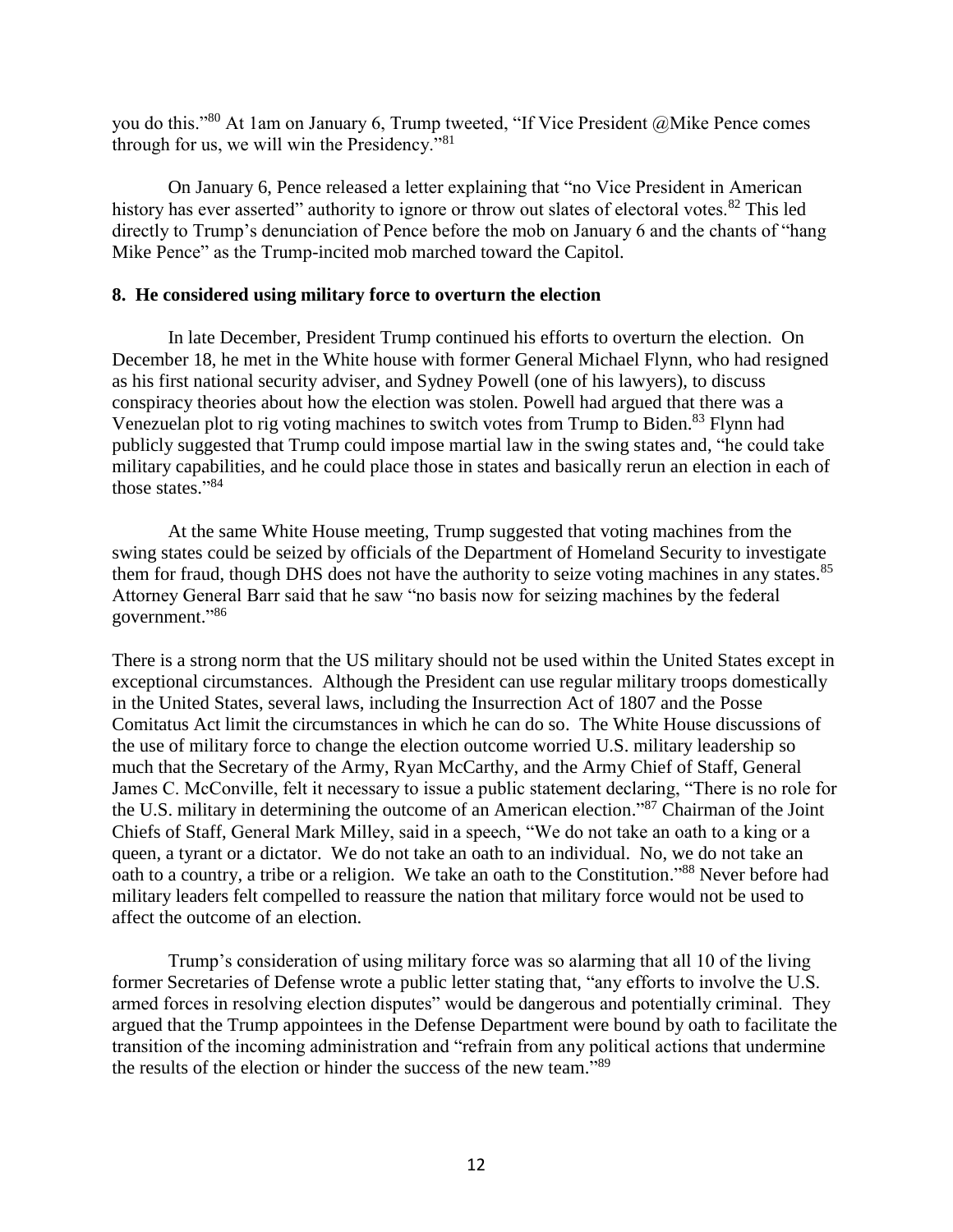you do this."[80] At 1am on January 6, Trump tweeted, "If Vice President @Mike Pence comes through for us, we will win the Presidency."[81]

On January 6, Pence released a letter explaining that "no Vice President in American history has ever asserted" authority to ignore or throw out slates of electoral votes.[82] This led directly to Trump's denunciation of Pence before the mob on January 6 and the chants of "hang Mike Pence" as the Trump-incited mob marched toward the Capitol.

**8. He considered using military force to overturn the election**

In late December, President Trump continued his efforts to overturn the election. On December 18, he met in the White house with former General Michael Flynn, who had resigned as his first national security adviser, and Sydney Powell (one of his lawyers), to discuss conspiracy theories about how the election was stolen. Powell had argued that there was a Venezuelan plot to rig voting machines to switch votes from Trump to Biden.[83] Flynn had publicly suggested that Trump could impose martial law in the swing states and, "he could take military capabilities, and he could place those in states and basically rerun an election in each of those states."[84]

At the same White House meeting, Trump suggested that voting machines from the swing states could be seized by officials of the Department of Homeland Security to investigate them for fraud, though DHS does not have the authority to seize voting machines in any states.[85] Attorney General Barr said that he saw "no basis now for seizing machines by the federal government."[86]

There is a strong norm that the US military should not be used within the United States except in exceptional circumstances. Although the President can use regular military troops domestically in the United States, several laws, including the Insurrection Act of 1807 and the Posse Comitatus Act limit the circumstances in which he can do so. The White House discussions of the use of military force to change the election outcome worried U.S. military leadership so much that the Secretary of the Army, Ryan McCarthy, and the Army Chief of Staff, General James C. McConville, felt it necessary to issue a public statement declaring, "There is no role for the U.S. military in determining the outcome of an American election."[87] Chairman of the Joint Chiefs of Staff, General Mark Milley, said in a speech, "We do not take an oath to a king or a queen, a tyrant or a dictator. We do not take an oath to an individual. No, we do not take an oath to a country, a tribe or a religion. We take an oath to the Constitution."[88] Never before had military leaders felt compelled to reassure the nation that military force would not be used to affect the outcome of an election.

Trump's consideration of using military force was so alarming that all 10 of the living former Secretaries of Defense wrote a public letter stating that, "any efforts to involve the U.S. armed forces in resolving election disputes" would be dangerous and potentially criminal. They argued that the Trump appointees in the Defense Department were bound by oath to facilitate the transition of the incoming administration and "refrain from any political actions that undermine the results of the election or hinder the success of the new team."[89]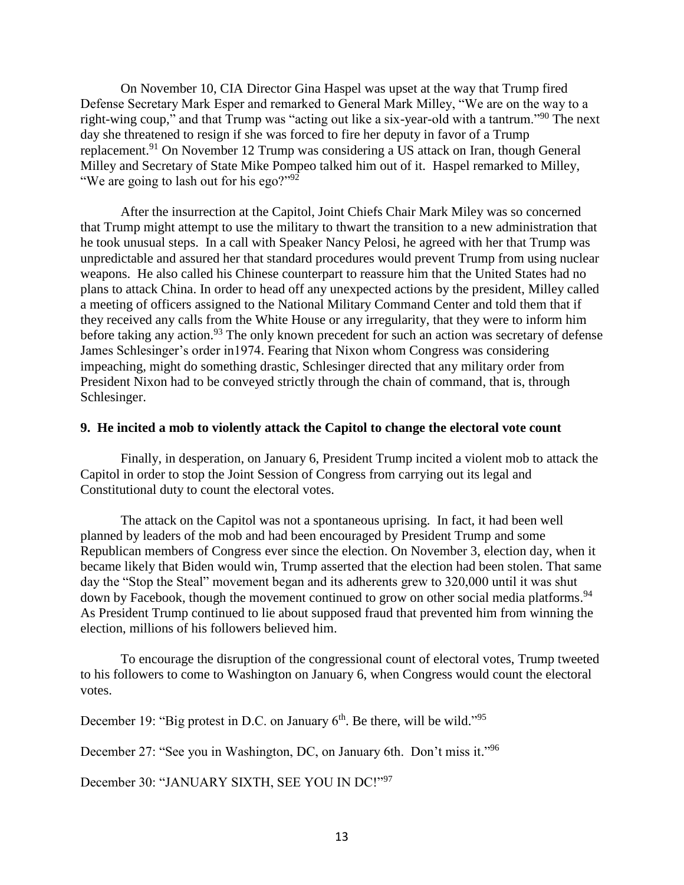On November 10, CIA Director Gina Haspel was upset at the way that Trump fired Defense Secretary Mark Esper and remarked to General Mark Milley, "We are on the way to a right-wing coup," and that Trump was "acting out like a six-year-old with a tantrum."[90] The next day she threatened to resign if she was forced to fire her deputy in favor of a Trump replacement.[91] On November 12 Trump was considering a US attack on Iran, though General Milley and Secretary of State Mike Pompeo talked him out of it. Haspel remarked to Milley, "We are going to lash out for his ego?"[92]

After the insurrection at the Capitol, Joint Chiefs Chair Mark Miley was so concerned that Trump might attempt to use the military to thwart the transition to a new administration that he took unusual steps. In a call with Speaker Nancy Pelosi, he agreed with her that Trump was unpredictable and assured her that standard procedures would prevent Trump from using nuclear weapons. He also called his Chinese counterpart to reassure him that the United States had no plans to attack China. In order to head off any unexpected actions by the president, Milley called a meeting of officers assigned to the National Military Command Center and told them that if they received any calls from the White House or any irregularity, that they were to inform him before taking any action.[93] The only known precedent for such an action was secretary of defense James Schlesinger's order in1974. Fearing that Nixon whom Congress was considering impeaching, might do something drastic, Schlesinger directed that any military order from President Nixon had to be conveyed strictly through the chain of command, that is, through Schlesinger.

**9. He incited a mob to violently attack the Capitol to change the electoral vote count**

Finally, in desperation, on January 6, President Trump incited a violent mob to attack the Capitol in order to stop the Joint Session of Congress from carrying out its legal and Constitutional duty to count the electoral votes.

The attack on the Capitol was not a spontaneous uprising. In fact, it had been well planned by leaders of the mob and had been encouraged by President Trump and some Republican members of Congress ever since the election. On November 3, election day, when it became likely that Biden would win, Trump asserted that the election had been stolen. That same day the "Stop the Steal" movement began and its adherents grew to 320,000 until it was shut down by Facebook, though the movement continued to grow on other social media platforms.[94] As President Trump continued to lie about supposed fraud that prevented him from winning the election, millions of his followers believed him.

To encourage the disruption of the congressional count of electoral votes, Trump tweeted to his followers to come to Washington on January 6, when Congress would count the electoral votes.

December 19: "Big protest in D.C. on January 6th. Be there, will be wild."[95]

December 27: "See you in Washington, DC, on January 6th. Don't miss it."[96]

December 30: "JANUARY SIXTH, SEE YOU IN DC!"[97]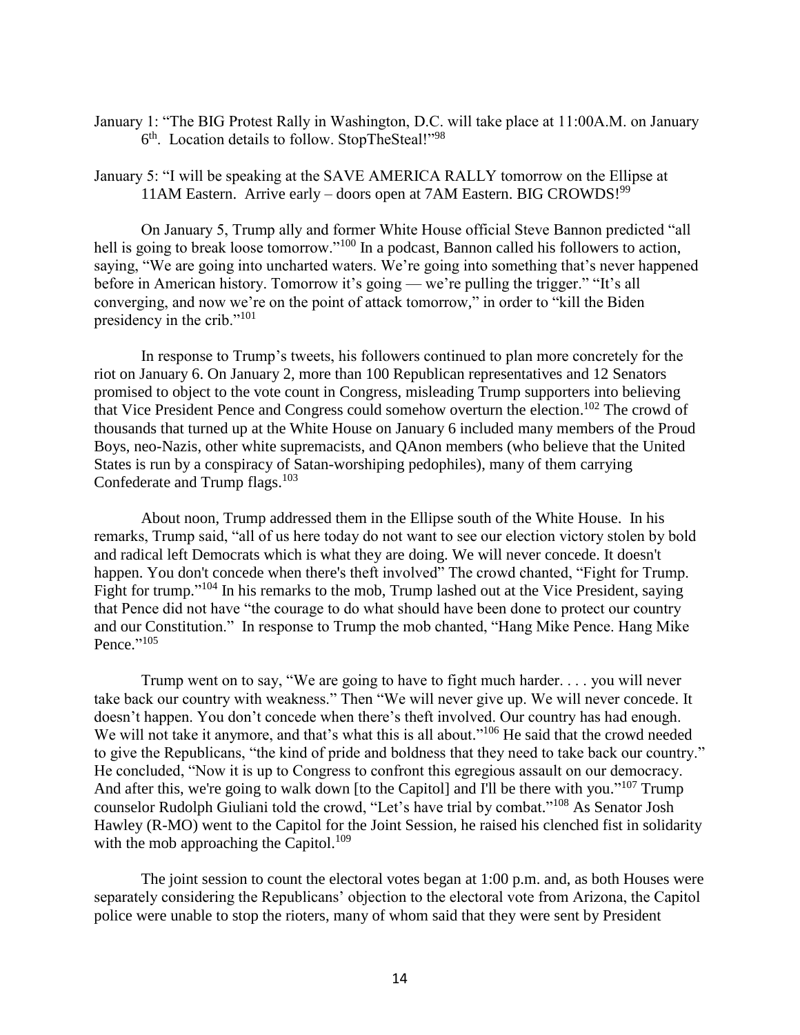January 1: "The BIG Protest Rally in Washington, D.C. will take place at 11:00A.M. on January 6th. Location details to follow. StopTheSteal!"[98]

January 5: "I will be speaking at the SAVE AMERICA RALLY tomorrow on the Ellipse at 11AM Eastern. Arrive early – doors open at 7AM Eastern. BIG CROWDS![99]

On January 5, Trump ally and former White House official Steve Bannon predicted "all hell is going to break loose tomorrow."[100] In a podcast, Bannon called his followers to action, saying, "We are going into uncharted waters. We're going into something that's never happened before in American history. Tomorrow it's going — we're pulling the trigger." "It's all converging, and now we're on the point of attack tomorrow," in order to "kill the Biden presidency in the crib."[101]

In response to Trump's tweets, his followers continued to plan more concretely for the riot on January 6. On January 2, more than 100 Republican representatives and 12 Senators promised to object to the vote count in Congress, misleading Trump supporters into believing that Vice President Pence and Congress could somehow overturn the election.[102] The crowd of thousands that turned up at the White House on January 6 included many members of the Proud Boys, neo-Nazis, other white supremacists, and QAnon members (who believe that the United States is run by a conspiracy of Satan-worshiping pedophiles), many of them carrying Confederate and Trump flags.[103]

About noon, Trump addressed them in the Ellipse south of the White House. In his remarks, Trump said, "all of us here today do not want to see our election victory stolen by bold and radical left Democrats which is what they are doing. We will never concede. It doesn't happen. You don't concede when there's theft involved" The crowd chanted, "Fight for Trump. Fight for trump."[104] In his remarks to the mob, Trump lashed out at the Vice President, saying that Pence did not have "the courage to do what should have been done to protect our country and our Constitution." In response to Trump the mob chanted, "Hang Mike Pence. Hang Mike Pence."[105]

Trump went on to say, "We are going to have to fight much harder. . . . you will never take back our country with weakness." Then "We will never give up. We will never concede. It doesn't happen. You don't concede when there's theft involved. Our country has had enough. We will not take it anymore, and that's what this is all about."[106] He said that the crowd needed to give the Republicans, "the kind of pride and boldness that they need to take back our country." He concluded, "Now it is up to Congress to confront this egregious assault on our democracy. And after this, we're going to walk down [to the Capitol] and I'll be there with you."[107] Trump counselor Rudolph Giuliani told the crowd, "Let's have trial by combat."[108] As Senator Josh Hawley (R-MO) went to the Capitol for the Joint Session, he raised his clenched fist in solidarity with the mob approaching the Capitol.[109]

The joint session to count the electoral votes began at 1:00 p.m. and, as both Houses were separately considering the Republicans' objection to the electoral vote from Arizona, the Capitol police were unable to stop the rioters, many of whom said that they were sent by President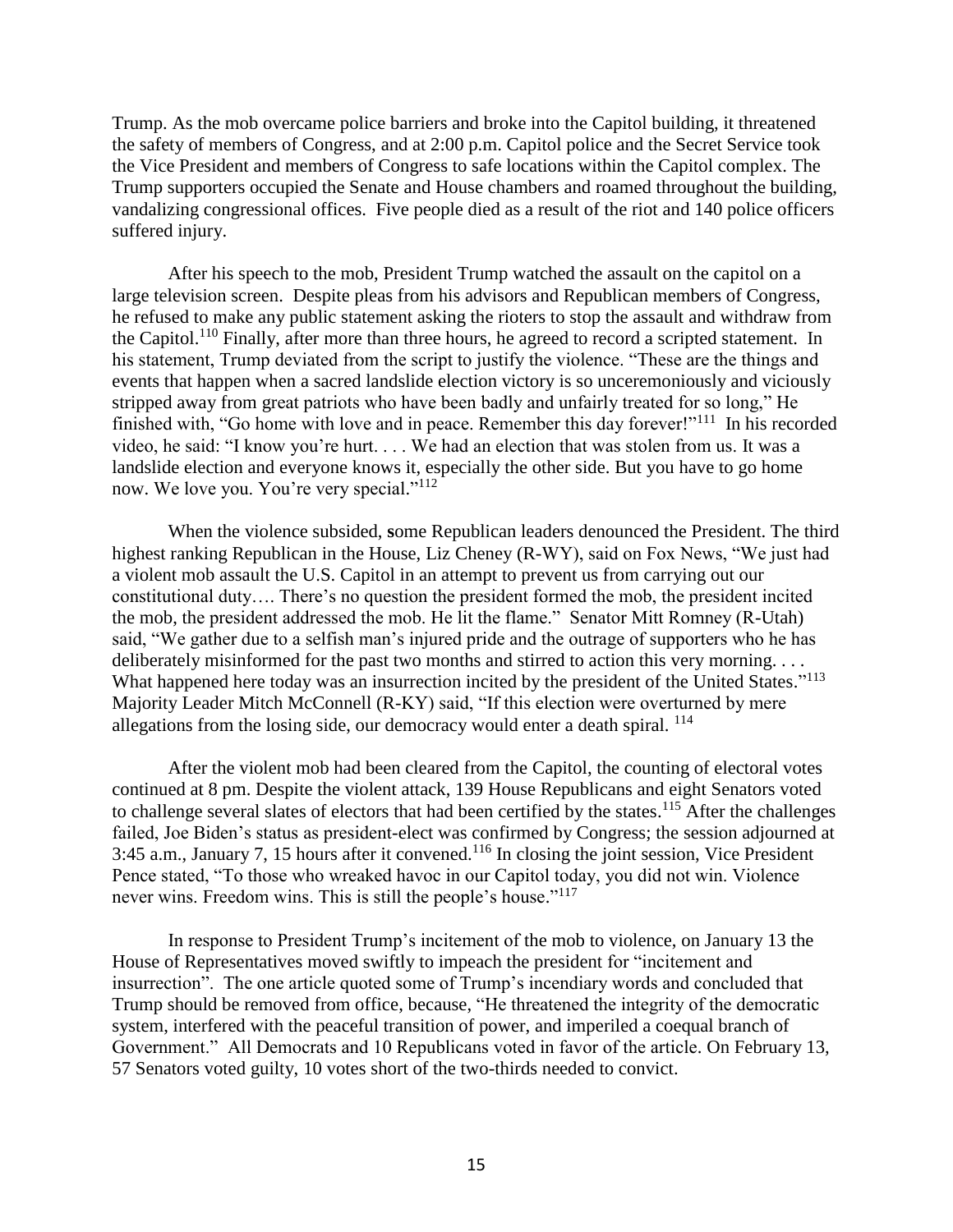Trump. As the mob overcame police barriers and broke into the Capitol building, it threatened the safety of members of Congress, and at 2:00 p.m. Capitol police and the Secret Service took the Vice President and members of Congress to safe locations within the Capitol complex. The Trump supporters occupied the Senate and House chambers and roamed throughout the building, vandalizing congressional offices. Five people died as a result of the riot and 140 police officers suffered injury.

After his speech to the mob, President Trump watched the assault on the capitol on a large television screen. Despite pleas from his advisors and Republican members of Congress, he refused to make any public statement asking the rioters to stop the assault and withdraw from the Capitol.[110] Finally, after more than three hours, he agreed to record a scripted statement. In his statement, Trump deviated from the script to justify the violence. "These are the things and events that happen when a sacred landslide election victory is so unceremoniously and viciously stripped away from great patriots who have been badly and unfairly treated for so long," He finished with, "Go home with love and in peace. Remember this day forever!"[111] In his recorded video, he said: "I know you're hurt. . . . We had an election that was stolen from us. It was a landslide election and everyone knows it, especially the other side. But you have to go home now. We love you. You're very special."[112]

When the violence subsided, some Republican leaders denounced the President. The third highest ranking Republican in the House, Liz Cheney (R-WY), said on Fox News, "We just had a violent mob assault the U.S. Capitol in an attempt to prevent us from carrying out our constitutional duty…. There's no question the president formed the mob, the president incited the mob, the president addressed the mob. He lit the flame." Senator Mitt Romney (R-Utah) said, "We gather due to a selfish man's injured pride and the outrage of supporters who he has deliberately misinformed for the past two months and stirred to action this very morning. . . . What happened here today was an insurrection incited by the president of the United States."[113] Majority Leader Mitch McConnell (R-KY) said, "If this election were overturned by mere allegations from the losing side, our democracy would enter a death spiral. [114]

After the violent mob had been cleared from the Capitol, the counting of electoral votes continued at 8 pm. Despite the violent attack, 139 House Republicans and eight Senators voted to challenge several slates of electors that had been certified by the states.[115] After the challenges failed, Joe Biden's status as president-elect was confirmed by Congress; the session adjourned at 3:45 a.m., January 7, 15 hours after it convened.[116] In closing the joint session, Vice President Pence stated, "To those who wreaked havoc in our Capitol today, you did not win. Violence never wins. Freedom wins. This is still the people's house."[117]

In response to President Trump's incitement of the mob to violence, on January 13 the House of Representatives moved swiftly to impeach the president for "incitement and insurrection". The one article quoted some of Trump's incendiary words and concluded that Trump should be removed from office, because, "He threatened the integrity of the democratic system, interfered with the peaceful transition of power, and imperiled a coequal branch of Government." All Democrats and 10 Republicans voted in favor of the article. On February 13, 57 Senators voted guilty, 10 votes short of the two-thirds needed to convict.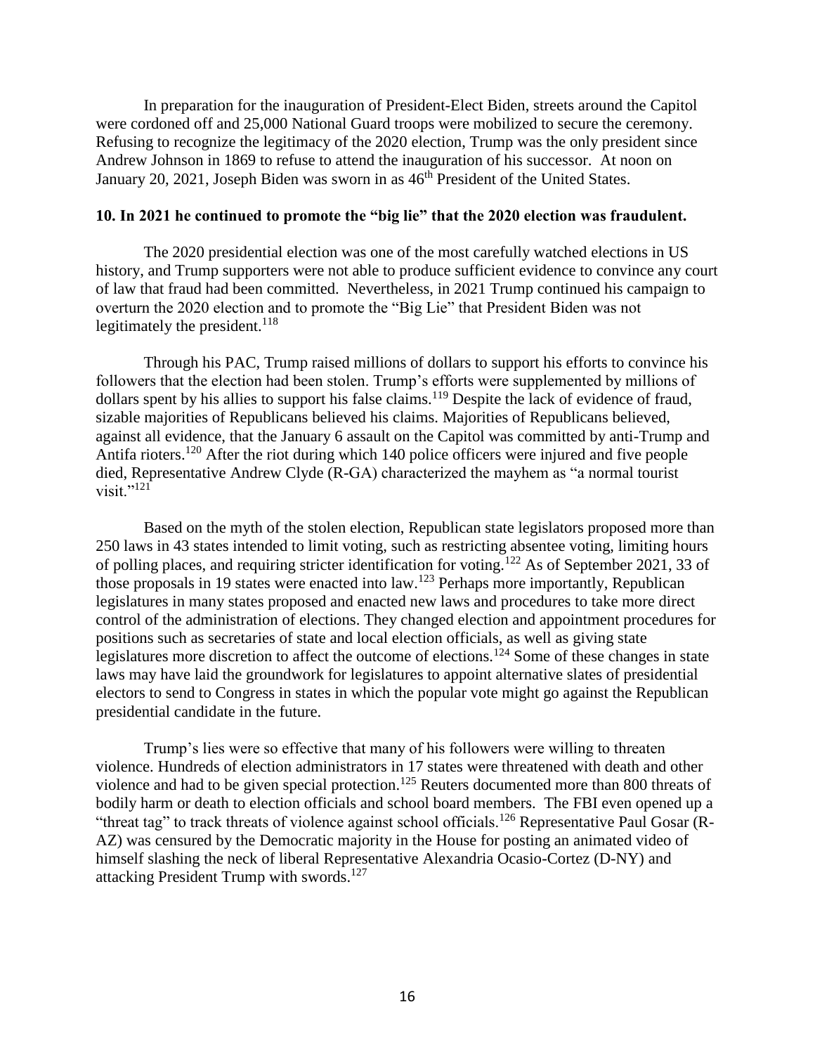In preparation for the inauguration of President-Elect Biden, streets around the Capitol were cordoned off and 25,000 National Guard troops were mobilized to secure the ceremony. Refusing to recognize the legitimacy of the 2020 election, Trump was the only president since Andrew Johnson in 1869 to refuse to attend the inauguration of his successor. At noon on January 20, 2021, Joseph Biden was sworn in as 46th President of the United States.

**10. In 2021 he continued to promote the "big lie" that the 2020 election was fraudulent.**

The 2020 presidential election was one of the most carefully watched elections in US history, and Trump supporters were not able to produce sufficient evidence to convince any court of law that fraud had been committed. Nevertheless, in 2021 Trump continued his campaign to overturn the 2020 election and to promote the "Big Lie" that President Biden was not legitimately the president.[118]

Through his PAC, Trump raised millions of dollars to support his efforts to convince his followers that the election had been stolen. Trump's efforts were supplemented by millions of dollars spent by his allies to support his false claims.[119] Despite the lack of evidence of fraud, sizable majorities of Republicans believed his claims. Majorities of Republicans believed, against all evidence, that the January 6 assault on the Capitol was committed by anti-Trump and Antifa rioters.[120] After the riot during which 140 police officers were injured and five people died, Representative Andrew Clyde (R-GA) characterized the mayhem as "a normal tourist visit."[121]

Based on the myth of the stolen election, Republican state legislators proposed more than 250 laws in 43 states intended to limit voting, such as restricting absentee voting, limiting hours of polling places, and requiring stricter identification for voting.[122] As of September 2021, 33 of those proposals in 19 states were enacted into law.[123] Perhaps more importantly, Republican legislatures in many states proposed and enacted new laws and procedures to take more direct control of the administration of elections. They changed election and appointment procedures for positions such as secretaries of state and local election officials, as well as giving state legislatures more discretion to affect the outcome of elections.[124] Some of these changes in state laws may have laid the groundwork for legislatures to appoint alternative slates of presidential electors to send to Congress in states in which the popular vote might go against the Republican presidential candidate in the future.

Trump's lies were so effective that many of his followers were willing to threaten violence. Hundreds of election administrators in 17 states were threatened with death and other violence and had to be given special protection.[125] Reuters documented more than 800 threats of bodily harm or death to election officials and school board members. The FBI even opened up a "threat tag" to track threats of violence against school officials.[126] Representative Paul Gosar (R-AZ) was censured by the Democratic majority in the House for posting an animated video of himself slashing the neck of liberal Representative Alexandria Ocasio-Cortez (D-NY) and attacking President Trump with swords.[127]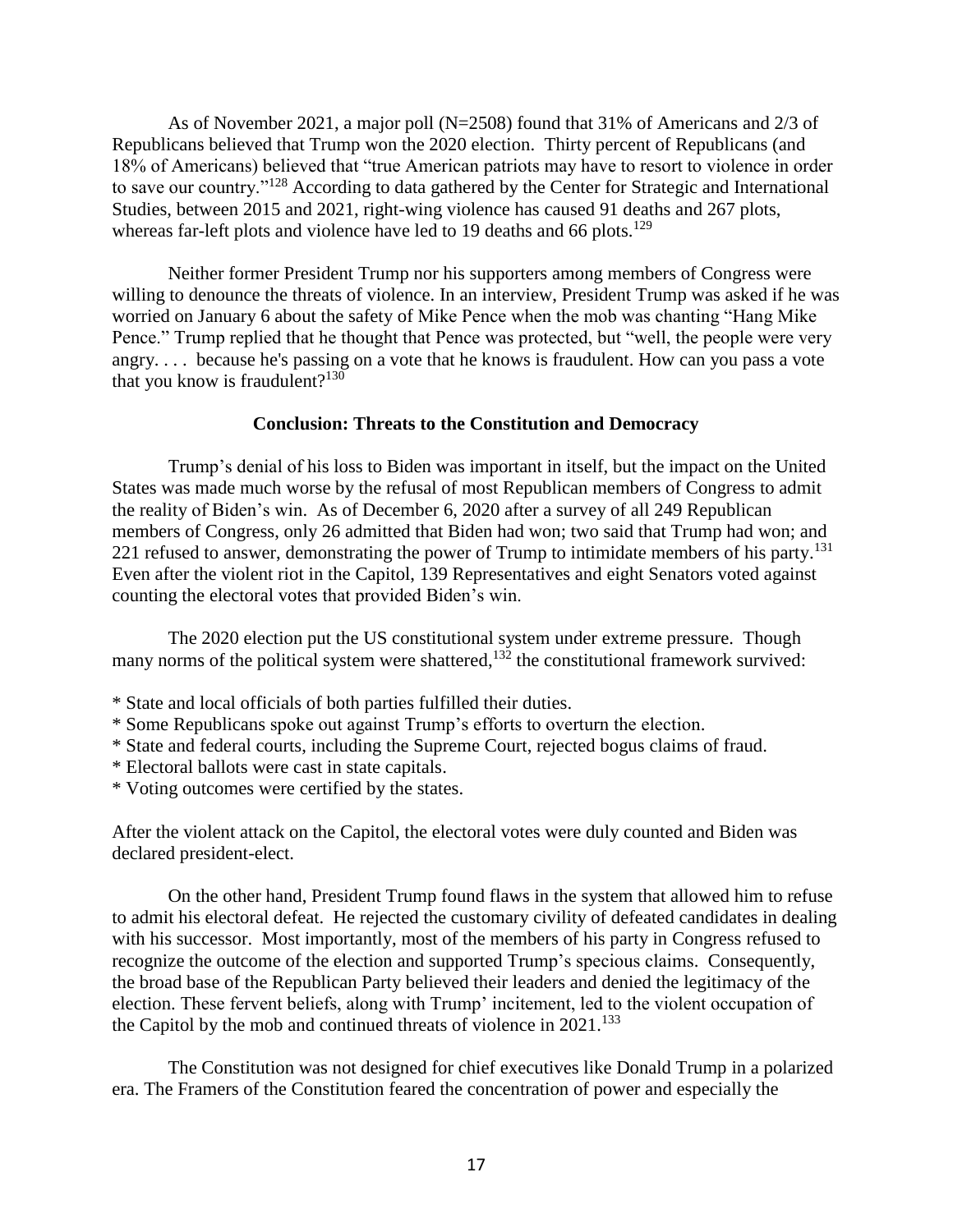As of November 2021, a major poll (N=2508) found that 31% of Americans and 2/3 of Republicans believed that Trump won the 2020 election. Thirty percent of Republicans (and 18% of Americans) believed that "true American patriots may have to resort to violence in order to save our country."[128] According to data gathered by the Center for Strategic and International Studies, between 2015 and 2021, right-wing violence has caused 91 deaths and 267 plots, whereas far-left plots and violence have led to 19 deaths and 66 plots.[129]

Neither former President Trump nor his supporters among members of Congress were willing to denounce the threats of violence. In an interview, President Trump was asked if he was worried on January 6 about the safety of Mike Pence when the mob was chanting "Hang Mike Pence." Trump replied that he thought that Pence was protected, but "well, the people were very angry. . . . because he's passing on a vote that he knows is fraudulent. How can you pass a vote that you know is fraudulent?[130]

## Conclusion: Threats to the Constitution and Democracy

Trump's denial of his loss to Biden was important in itself, but the impact on the United States was made much worse by the refusal of most Republican members of Congress to admit the reality of Biden's win. As of December 6, 2020 after a survey of all 249 Republican members of Congress, only 26 admitted that Biden had won; two said that Trump had won; and 221 refused to answer, demonstrating the power of Trump to intimidate members of his party.[131] Even after the violent riot in the Capitol, 139 Representatives and eight Senators voted against counting the electoral votes that provided Biden's win.

The 2020 election put the US constitutional system under extreme pressure. Though many norms of the political system were shattered,[132] the constitutional framework survived:

* State and local officials of both parties fulfilled their duties.
* Some Republicans spoke out against Trump's efforts to overturn the election.
* State and federal courts, including the Supreme Court, rejected bogus claims of fraud.
* Electoral ballots were cast in state capitals.
* Voting outcomes were certified by the states.

After the violent attack on the Capitol, the electoral votes were duly counted and Biden was declared president-elect.

On the other hand, President Trump found flaws in the system that allowed him to refuse to admit his electoral defeat. He rejected the customary civility of defeated candidates in dealing with his successor. Most importantly, most of the members of his party in Congress refused to recognize the outcome of the election and supported Trump's specious claims. Consequently, the broad base of the Republican Party believed their leaders and denied the legitimacy of the election. These fervent beliefs, along with Trump' incitement, led to the violent occupation of the Capitol by the mob and continued threats of violence in 2021.[133]

The Constitution was not designed for chief executives like Donald Trump in a polarized era. The Framers of the Constitution feared the concentration of power and especially the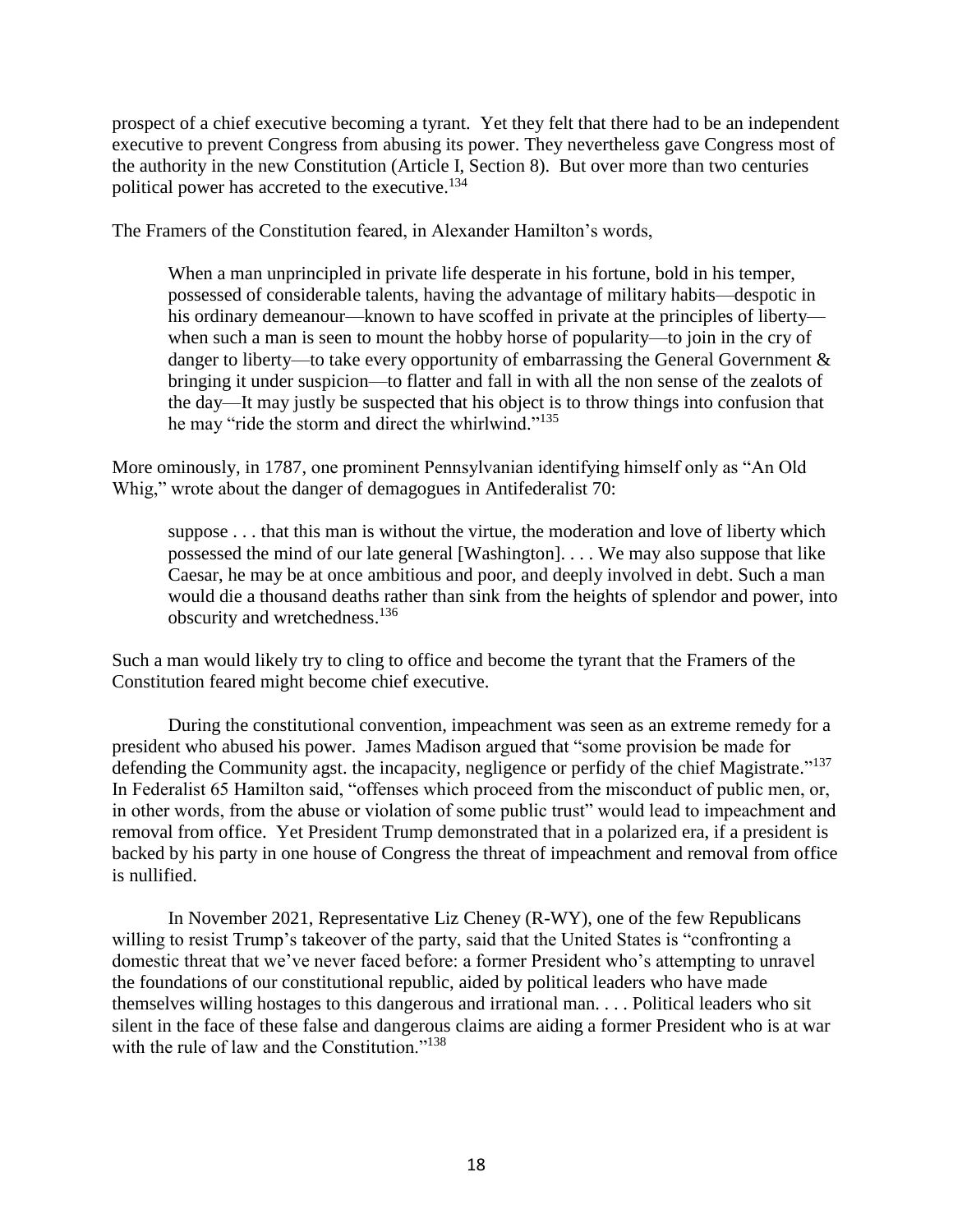prospect of a chief executive becoming a tyrant. Yet they felt that there had to be an independent executive to prevent Congress from abusing its power. They nevertheless gave Congress most of the authority in the new Constitution (Article I, Section 8). But over more than two centuries political power has accreted to the executive.[134]

The Framers of the Constitution feared, in Alexander Hamilton's words,

> When a man unprincipled in private life desperate in his fortune, bold in his temper, possessed of considerable talents, having the advantage of military habits—despotic in his ordinary demeanour—known to have scoffed in private at the principles of liberty—when such a man is seen to mount the hobby horse of popularity—to join in the cry of danger to liberty—to take every opportunity of embarrassing the General Government & bringing it under suspicion—to flatter and fall in with all the non sense of the zealots of the day—It may justly be suspected that his object is to throw things into confusion that he may "ride the storm and direct the whirlwind."[135]

More ominously, in 1787, one prominent Pennsylvanian identifying himself only as "An Old Whig," wrote about the danger of demagogues in Antifederalist 70:

> suppose . . . that this man is without the virtue, the moderation and love of liberty which possessed the mind of our late general [Washington]. . . . We may also suppose that like Caesar, he may be at once ambitious and poor, and deeply involved in debt. Such a man would die a thousand deaths rather than sink from the heights of splendor and power, into obscurity and wretchedness.[136]

Such a man would likely try to cling to office and become the tyrant that the Framers of the Constitution feared might become chief executive.

During the constitutional convention, impeachment was seen as an extreme remedy for a president who abused his power. James Madison argued that "some provision be made for defending the Community agst. the incapacity, negligence or perfidy of the chief Magistrate."[137] In Federalist 65 Hamilton said, "offenses which proceed from the misconduct of public men, or, in other words, from the abuse or violation of some public trust" would lead to impeachment and removal from office. Yet President Trump demonstrated that in a polarized era, if a president is backed by his party in one house of Congress the threat of impeachment and removal from office is nullified.

In November 2021, Representative Liz Cheney (R-WY), one of the few Republicans willing to resist Trump's takeover of the party, said that the United States is "confronting a domestic threat that we've never faced before: a former President who's attempting to unravel the foundations of our constitutional republic, aided by political leaders who have made themselves willing hostages to this dangerous and irrational man. . . . Political leaders who sit silent in the face of these false and dangerous claims are aiding a former President who is at war with the rule of law and the Constitution."[138]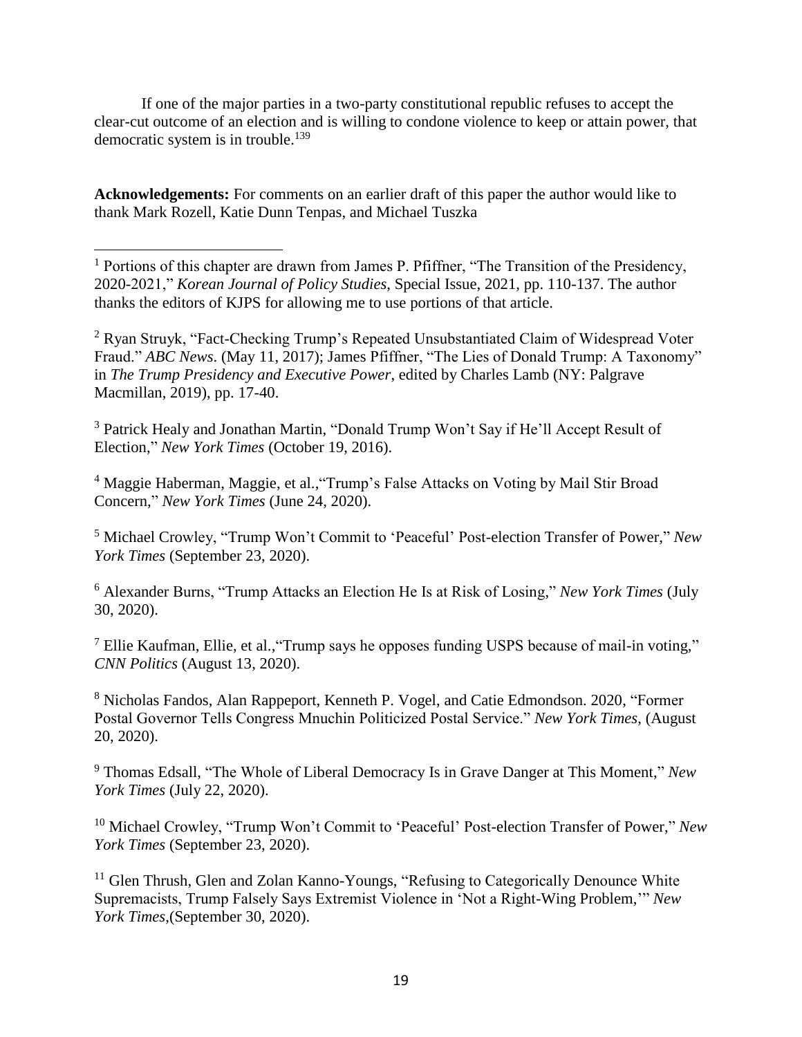If one of the major parties in a two-party constitutional republic refuses to accept the clear-cut outcome of an election and is willing to condone violence to keep or attain power, that democratic system is in trouble.[139]

**Acknowledgements:** For comments on an earlier draft of this paper the author would like to thank Mark Rozell, Katie Dunn Tenpas, and Michael Tuszka

---

[1] Portions of this chapter are drawn from James P. Pfiffner, "The Transition of the Presidency, 2020-2021," *Korean Journal of Policy Studies*, Special Issue, 2021, pp. 110-137. The author thanks the editors of KJPS for allowing me to use portions of that article.

[2] Ryan Struyk, "Fact-Checking Trump's Repeated Unsubstantiated Claim of Widespread Voter Fraud." *ABC News*. (May 11, 2017); James Pfiffner, "The Lies of Donald Trump: A Taxonomy" in *The Trump Presidency and Executive Power*, edited by Charles Lamb (NY: Palgrave Macmillan, 2019), pp. 17-40.

[3] Patrick Healy and Jonathan Martin, "Donald Trump Won't Say if He'll Accept Result of Election," *New York Times* (October 19, 2016).

[4] Maggie Haberman, Maggie, et al.,"Trump's False Attacks on Voting by Mail Stir Broad Concern," *New York Times* (June 24, 2020).

[5] Michael Crowley, "Trump Won't Commit to 'Peaceful' Post-election Transfer of Power," *New York Times* (September 23, 2020).

[6] Alexander Burns, "Trump Attacks an Election He Is at Risk of Losing," *New York Times* (July 30, 2020).

[7] Ellie Kaufman, Ellie, et al.,"Trump says he opposes funding USPS because of mail-in voting," *CNN Politics* (August 13, 2020).

[8] Nicholas Fandos, Alan Rappeport, Kenneth P. Vogel, and Catie Edmondson. 2020, "Former Postal Governor Tells Congress Mnuchin Politicized Postal Service." *New York Times*, (August 20, 2020).

[9] Thomas Edsall, "The Whole of Liberal Democracy Is in Grave Danger at This Moment," *New York Times* (July 22, 2020).

[10] Michael Crowley, "Trump Won't Commit to 'Peaceful' Post-election Transfer of Power," *New York Times* (September 23, 2020).

[11] Glen Thrush, Glen and Zolan Kanno-Youngs, "Refusing to Categorically Denounce White Supremacists, Trump Falsely Says Extremist Violence in 'Not a Right-Wing Problem,'" *New York Times*,(September 30, 2020).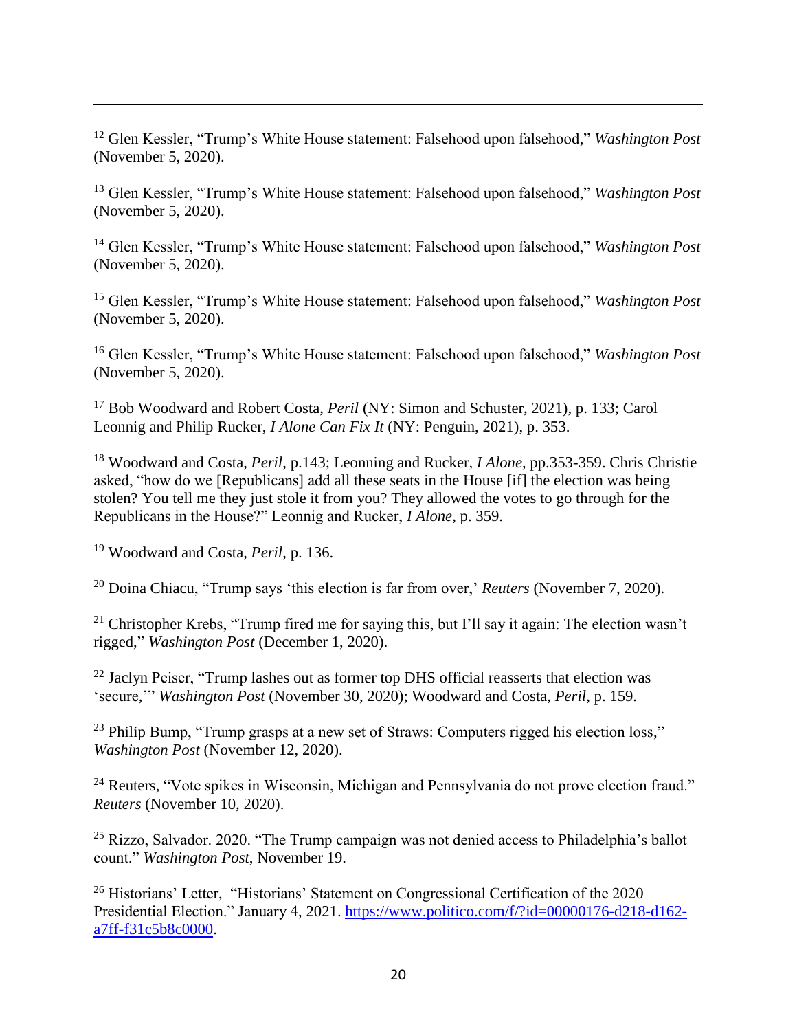[12] Glen Kessler, "Trump's White House statement: Falsehood upon falsehood," *Washington Post* (November 5, 2020).

[13] Glen Kessler, "Trump's White House statement: Falsehood upon falsehood," *Washington Post* (November 5, 2020).

[14] Glen Kessler, "Trump's White House statement: Falsehood upon falsehood," *Washington Post* (November 5, 2020).

[15] Glen Kessler, "Trump's White House statement: Falsehood upon falsehood," *Washington Post* (November 5, 2020).

[16] Glen Kessler, "Trump's White House statement: Falsehood upon falsehood," *Washington Post* (November 5, 2020).

[17] Bob Woodward and Robert Costa, *Peril* (NY: Simon and Schuster, 2021), p. 133; Carol Leonnig and Philip Rucker, *I Alone Can Fix It* (NY: Penguin, 2021), p. 353.

[18] Woodward and Costa, *Peril*, p.143; Leonning and Rucker, *I Alone*, pp.353-359. Chris Christie asked, "how do we [Republicans] add all these seats in the House [if] the election was being stolen? You tell me they just stole it from you? They allowed the votes to go through for the Republicans in the House?" Leonnig and Rucker, *I Alone*, p. 359.

[19] Woodward and Costa, *Peril*, p. 136.

[20] Doina Chiacu, "Trump says 'this election is far from over,' *Reuters* (November 7, 2020).

[21] Christopher Krebs, "Trump fired me for saying this, but I'll say it again: The election wasn't rigged," *Washington Post* (December 1, 2020).

[22] Jaclyn Peiser, "Trump lashes out as former top DHS official reasserts that election was 'secure,'" *Washington Post* (November 30, 2020); Woodward and Costa, *Peril*, p. 159.

[23] Philip Bump, "Trump grasps at a new set of Straws: Computers rigged his election loss," *Washington Post* (November 12, 2020).

[24] Reuters, "Vote spikes in Wisconsin, Michigan and Pennsylvania do not prove election fraud." *Reuters* (November 10, 2020).

[25] Rizzo, Salvador. 2020. "The Trump campaign was not denied access to Philadelphia's ballot count." *Washington Post*, November 19.

[26] Historians' Letter, "Historians' Statement on Congressional Certification of the 2020 Presidential Election." January 4, 2021. https://www.politico.com/f/?id=00000176-d218-d162-a7ff-f31c5b8c0000.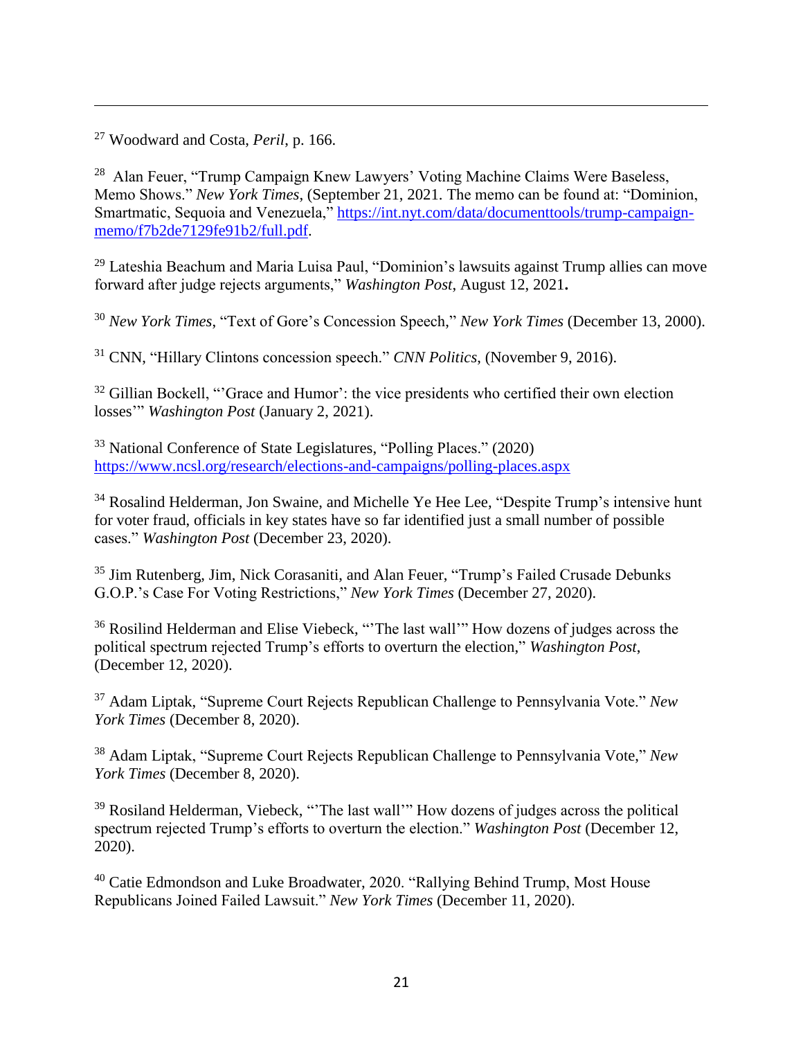[27] Woodward and Costa, *Peril*, p. 166.

[28] Alan Feuer, "Trump Campaign Knew Lawyers' Voting Machine Claims Were Baseless, Memo Shows." *New York Times*, (September 21, 2021. The memo can be found at: "Dominion, Smartmatic, Sequoia and Venezuela," https://int.nyt.com/data/documenttools/trump-campaign-memo/f7b2de7129fe91b2/full.pdf.

[29] Lateshia Beachum and Maria Luisa Paul, "Dominion's lawsuits against Trump allies can move forward after judge rejects arguments," *Washington Post*, August 12, 2021**.**

[30] *New York Times*, "Text of Gore's Concession Speech," *New York Times* (December 13, 2000).

[31] CNN, "Hillary Clintons concession speech." *CNN Politics*, (November 9, 2016).

[32] Gillian Bockell, "'Grace and Humor': the vice presidents who certified their own election losses'" *Washington Post* (January 2, 2021).

[33] National Conference of State Legislatures, "Polling Places." (2020) https://www.ncsl.org/research/elections-and-campaigns/polling-places.aspx

[34] Rosalind Helderman, Jon Swaine, and Michelle Ye Hee Lee, "Despite Trump's intensive hunt for voter fraud, officials in key states have so far identified just a small number of possible cases." *Washington Post* (December 23, 2020).

[35] Jim Rutenberg, Jim, Nick Corasaniti, and Alan Feuer, "Trump's Failed Crusade Debunks G.O.P.'s Case For Voting Restrictions," *New York Times* (December 27, 2020).

[36] Rosilind Helderman and Elise Viebeck, "'The last wall'" How dozens of judges across the political spectrum rejected Trump's efforts to overturn the election," *Washington Post*, (December 12, 2020).

[37] Adam Liptak, "Supreme Court Rejects Republican Challenge to Pennsylvania Vote." *New York Times* (December 8, 2020).

[38] Adam Liptak, "Supreme Court Rejects Republican Challenge to Pennsylvania Vote," *New York Times* (December 8, 2020).

[39] Rosiland Helderman, Viebeck, "'The last wall'" How dozens of judges across the political spectrum rejected Trump's efforts to overturn the election." *Washington Post* (December 12, 2020).

[40] Catie Edmondson and Luke Broadwater, 2020. "Rallying Behind Trump, Most House Republicans Joined Failed Lawsuit." *New York Times* (December 11, 2020).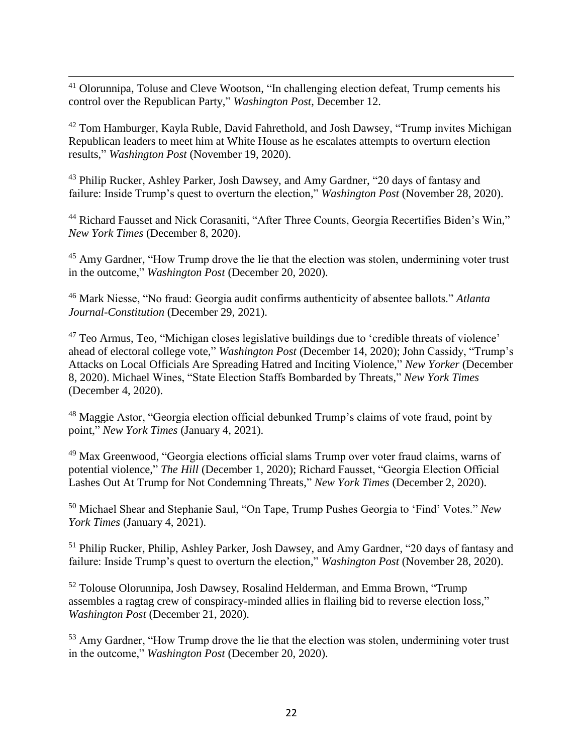[41] Olorunnipa, Toluse and Cleve Wootson, "In challenging election defeat, Trump cements his control over the Republican Party," *Washington Post*, December 12.

[42] Tom Hamburger, Kayla Ruble, David Fahrethold, and Josh Dawsey, "Trump invites Michigan Republican leaders to meet him at White House as he escalates attempts to overturn election results," *Washington Post* (November 19, 2020).

[43] Philip Rucker, Ashley Parker, Josh Dawsey, and Amy Gardner, "20 days of fantasy and failure: Inside Trump's quest to overturn the election," *Washington Post* (November 28, 2020).

[44] Richard Fausset and Nick Corasaniti, "After Three Counts, Georgia Recertifies Biden's Win," *New York Times* (December 8, 2020).

[45] Amy Gardner, "How Trump drove the lie that the election was stolen, undermining voter trust in the outcome," *Washington Post* (December 20, 2020).

[46] Mark Niesse, "No fraud: Georgia audit confirms authenticity of absentee ballots." *Atlanta Journal-Constitution* (December 29, 2021).

[47] Teo Armus, Teo, "Michigan closes legislative buildings due to 'credible threats of violence' ahead of electoral college vote," *Washington Post* (December 14, 2020); John Cassidy, "Trump's Attacks on Local Officials Are Spreading Hatred and Inciting Violence," *New Yorker* (December 8, 2020). Michael Wines, "State Election Staffs Bombarded by Threats," *New York Times* (December 4, 2020).

[48] Maggie Astor, "Georgia election official debunked Trump's claims of vote fraud, point by point," *New York Times* (January 4, 2021).

[49] Max Greenwood, "Georgia elections official slams Trump over voter fraud claims, warns of potential violence," *The Hill* (December 1, 2020); Richard Fausset, "Georgia Election Official Lashes Out At Trump for Not Condemning Threats," *New York Times* (December 2, 2020).

[50] Michael Shear and Stephanie Saul, "On Tape, Trump Pushes Georgia to 'Find' Votes." *New York Times* (January 4, 2021).

[51] Philip Rucker, Philip, Ashley Parker, Josh Dawsey, and Amy Gardner, "20 days of fantasy and failure: Inside Trump's quest to overturn the election," *Washington Post* (November 28, 2020).

[52] Tolouse Olorunnipa, Josh Dawsey, Rosalind Helderman, and Emma Brown, "Trump assembles a ragtag crew of conspiracy-minded allies in flailing bid to reverse election loss," *Washington Post* (December 21, 2020).

[53] Amy Gardner, "How Trump drove the lie that the election was stolen, undermining voter trust in the outcome," *Washington Post* (December 20, 2020).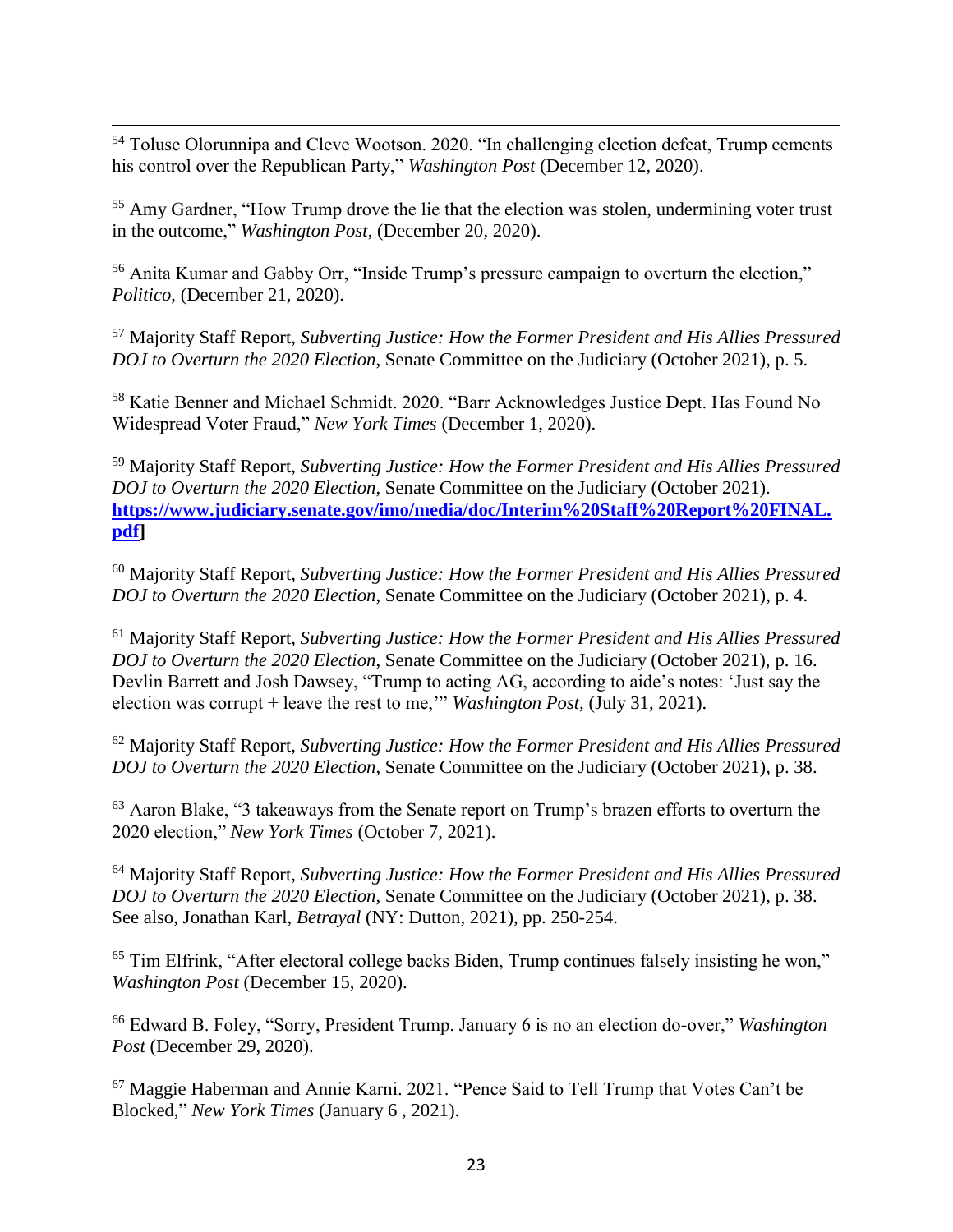[54] Toluse Olorunnipa and Cleve Wootson. 2020. "In challenging election defeat, Trump cements his control over the Republican Party," *Washington Post* (December 12, 2020).

[55] Amy Gardner, "How Trump drove the lie that the election was stolen, undermining voter trust in the outcome," *Washington Post*, (December 20, 2020).

[56] Anita Kumar and Gabby Orr, "Inside Trump's pressure campaign to overturn the election," *Politico*, (December 21, 2020).

[57] Majority Staff Report, *Subverting Justice: How the Former President and His Allies Pressured DOJ to Overturn the 2020 Election*, Senate Committee on the Judiciary (October 2021), p. 5.

[58] Katie Benner and Michael Schmidt. 2020. "Barr Acknowledges Justice Dept. Has Found No Widespread Voter Fraud," *New York Times* (December 1, 2020).

[59] Majority Staff Report, *Subverting Justice: How the Former President and His Allies Pressured DOJ to Overturn the 2020 Election*, Senate Committee on the Judiciary (October 2021). **https://www.judiciary.senate.gov/imo/media/doc/Interim%20Staff%20Report%20FINAL.pdf]**

[60] Majority Staff Report, *Subverting Justice: How the Former President and His Allies Pressured DOJ to Overturn the 2020 Election*, Senate Committee on the Judiciary (October 2021), p. 4.

[61] Majority Staff Report, *Subverting Justice: How the Former President and His Allies Pressured DOJ to Overturn the 2020 Election*, Senate Committee on the Judiciary (October 2021), p. 16. Devlin Barrett and Josh Dawsey, "Trump to acting AG, according to aide's notes: 'Just say the election was corrupt + leave the rest to me,'" *Washington Post,* (July 31, 2021).

[62] Majority Staff Report, *Subverting Justice: How the Former President and His Allies Pressured DOJ to Overturn the 2020 Election*, Senate Committee on the Judiciary (October 2021), p. 38.

[63] Aaron Blake, "3 takeaways from the Senate report on Trump's brazen efforts to overturn the 2020 election," *New York Times* (October 7, 2021).

[64] Majority Staff Report, *Subverting Justice: How the Former President and His Allies Pressured DOJ to Overturn the 2020 Election*, Senate Committee on the Judiciary (October 2021), p. 38. See also, Jonathan Karl, *Betrayal* (NY: Dutton, 2021), pp. 250-254.

[65] Tim Elfrink, "After electoral college backs Biden, Trump continues falsely insisting he won," *Washington Post* (December 15, 2020).

[66] Edward B. Foley, "Sorry, President Trump. January 6 is no an election do-over," *Washington Post* (December 29, 2020).

[67] Maggie Haberman and Annie Karni. 2021. "Pence Said to Tell Trump that Votes Can't be Blocked," *New York Times* (January 6 , 2021).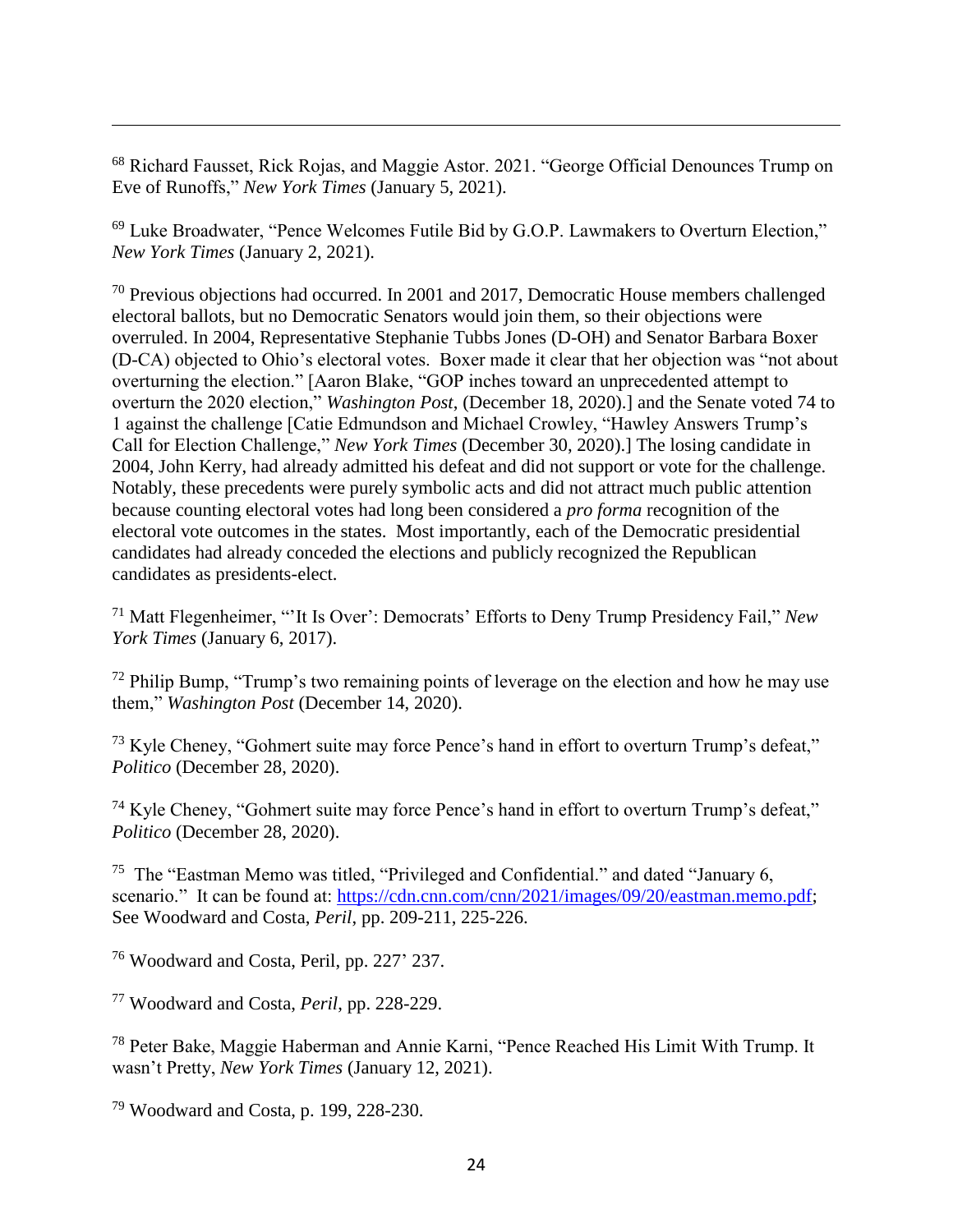[68] Richard Fausset, Rick Rojas, and Maggie Astor. 2021. "George Official Denounces Trump on Eve of Runoffs," *New York Times* (January 5, 2021).

[69] Luke Broadwater, "Pence Welcomes Futile Bid by G.O.P. Lawmakers to Overturn Election," *New York Times* (January 2, 2021).

[70] Previous objections had occurred. In 2001 and 2017, Democratic House members challenged electoral ballots, but no Democratic Senators would join them, so their objections were overruled. In 2004, Representative Stephanie Tubbs Jones (D-OH) and Senator Barbara Boxer (D-CA) objected to Ohio's electoral votes. Boxer made it clear that her objection was "not about overturning the election." [Aaron Blake, "GOP inches toward an unprecedented attempt to overturn the 2020 election," *Washington Post*, (December 18, 2020).] and the Senate voted 74 to 1 against the challenge [Catie Edmundson and Michael Crowley, "Hawley Answers Trump's Call for Election Challenge," *New York Times* (December 30, 2020).] The losing candidate in 2004, John Kerry, had already admitted his defeat and did not support or vote for the challenge. Notably, these precedents were purely symbolic acts and did not attract much public attention because counting electoral votes had long been considered a *pro forma* recognition of the electoral vote outcomes in the states. Most importantly, each of the Democratic presidential candidates had already conceded the elections and publicly recognized the Republican candidates as presidents-elect.

[71] Matt Flegenheimer, "'It Is Over': Democrats' Efforts to Deny Trump Presidency Fail," *New York Times* (January 6, 2017).

[72] Philip Bump, "Trump's two remaining points of leverage on the election and how he may use them," *Washington Post* (December 14, 2020).

[73] Kyle Cheney, "Gohmert suite may force Pence's hand in effort to overturn Trump's defeat," *Politico* (December 28, 2020).

[74] Kyle Cheney, "Gohmert suite may force Pence's hand in effort to overturn Trump's defeat," *Politico* (December 28, 2020).

[75] The "Eastman Memo was titled, "Privileged and Confidential." and dated "January 6, scenario." It can be found at: https://cdn.cnn.com/cnn/2021/images/09/20/eastman.memo.pdf; See Woodward and Costa, *Peril*, pp. 209-211, 225-226.

[76] Woodward and Costa, Peril, pp. 227' 237.

[77] Woodward and Costa, *Peril*, pp. 228-229.

[78] Peter Bake, Maggie Haberman and Annie Karni, "Pence Reached His Limit With Trump. It wasn't Pretty, *New York Times* (January 12, 2021).

[79] Woodward and Costa, p. 199, 228-230.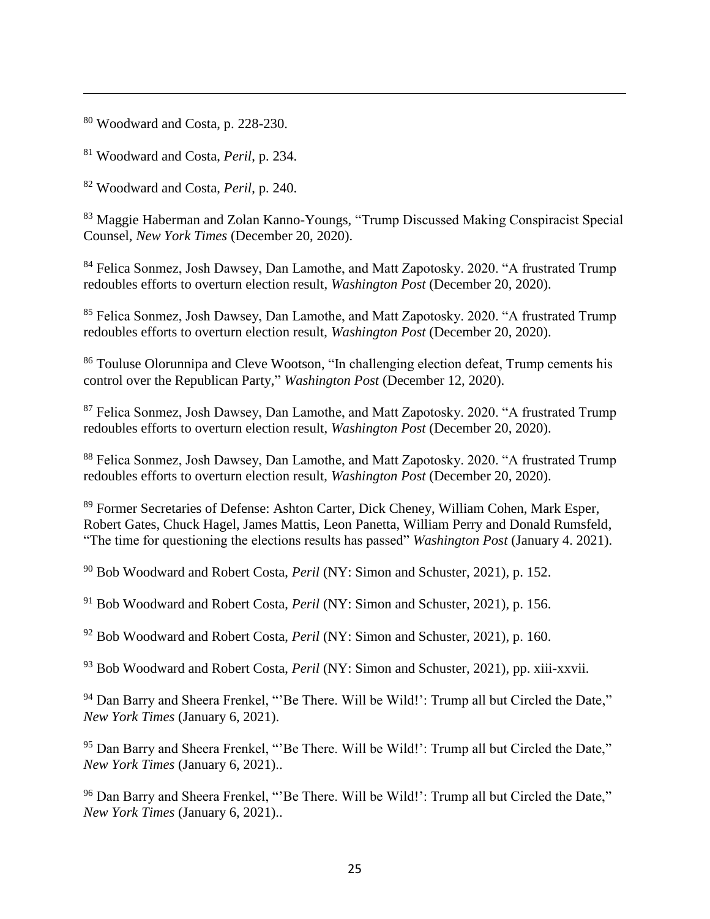[80] Woodward and Costa, p. 228-230.

[81] Woodward and Costa, *Peril*, p. 234.

[82] Woodward and Costa, *Peril*, p. 240.

[83] Maggie Haberman and Zolan Kanno-Youngs, "Trump Discussed Making Conspiracist Special Counsel, *New York Times* (December 20, 2020).

[84] Felica Sonmez, Josh Dawsey, Dan Lamothe, and Matt Zapotosky. 2020. "A frustrated Trump redoubles efforts to overturn election result, *Washington Post* (December 20, 2020).

[85] Felica Sonmez, Josh Dawsey, Dan Lamothe, and Matt Zapotosky. 2020. "A frustrated Trump redoubles efforts to overturn election result, *Washington Post* (December 20, 2020).

[86] Touluse Olorunnipa and Cleve Wootson, "In challenging election defeat, Trump cements his control over the Republican Party," *Washington Post* (December 12, 2020).

[87] Felica Sonmez, Josh Dawsey, Dan Lamothe, and Matt Zapotosky. 2020. "A frustrated Trump redoubles efforts to overturn election result, *Washington Post* (December 20, 2020).

[88] Felica Sonmez, Josh Dawsey, Dan Lamothe, and Matt Zapotosky. 2020. "A frustrated Trump redoubles efforts to overturn election result, *Washington Post* (December 20, 2020).

[89] Former Secretaries of Defense: Ashton Carter, Dick Cheney, William Cohen, Mark Esper, Robert Gates, Chuck Hagel, James Mattis, Leon Panetta, William Perry and Donald Rumsfeld, "The time for questioning the elections results has passed" *Washington Post* (January 4. 2021).

[90] Bob Woodward and Robert Costa, *Peril* (NY: Simon and Schuster, 2021), p. 152.

[91] Bob Woodward and Robert Costa, *Peril* (NY: Simon and Schuster, 2021), p. 156.

[92] Bob Woodward and Robert Costa, *Peril* (NY: Simon and Schuster, 2021), p. 160.

[93] Bob Woodward and Robert Costa, *Peril* (NY: Simon and Schuster, 2021), pp. xiii-xxvii.

[94] Dan Barry and Sheera Frenkel, "'Be There. Will be Wild!': Trump all but Circled the Date," *New York Times* (January 6, 2021).

[95] Dan Barry and Sheera Frenkel, "'Be There. Will be Wild!': Trump all but Circled the Date," *New York Times* (January 6, 2021)..

[96] Dan Barry and Sheera Frenkel, "'Be There. Will be Wild!': Trump all but Circled the Date," *New York Times* (January 6, 2021)..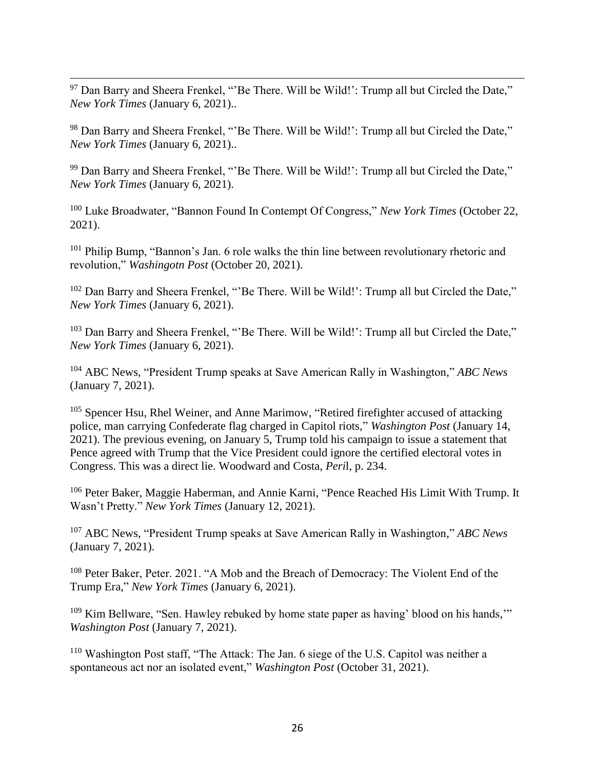[97] Dan Barry and Sheera Frenkel, "'Be There. Will be Wild!': Trump all but Circled the Date," *New York Times* (January 6, 2021)..

[98] Dan Barry and Sheera Frenkel, "'Be There. Will be Wild!': Trump all but Circled the Date," *New York Times* (January 6, 2021)..

[99] Dan Barry and Sheera Frenkel, "'Be There. Will be Wild!': Trump all but Circled the Date," *New York Times* (January 6, 2021).

[100] Luke Broadwater, "Bannon Found In Contempt Of Congress," *New York Times* (October 22, 2021).

[101] Philip Bump, "Bannon's Jan. 6 role walks the thin line between revolutionary rhetoric and revolution," *Washingotn Post* (October 20, 2021).

[102] Dan Barry and Sheera Frenkel, "'Be There. Will be Wild!': Trump all but Circled the Date," *New York Times* (January 6, 2021).

[103] Dan Barry and Sheera Frenkel, "'Be There. Will be Wild!': Trump all but Circled the Date," *New York Times* (January 6, 2021).

[104] ABC News, "President Trump speaks at Save American Rally in Washington," *ABC News* (January 7, 2021).

[105] Spencer Hsu, Rhel Weiner, and Anne Marimow, "Retired firefighter accused of attacking police, man carrying Confederate flag charged in Capitol riots," *Washington Post* (January 14, 2021). The previous evening, on January 5, Trump told his campaign to issue a statement that Pence agreed with Trump that the Vice President could ignore the certified electoral votes in Congress. This was a direct lie. Woodward and Costa, *Peri*l, p. 234.

[106] Peter Baker, Maggie Haberman, and Annie Karni, "Pence Reached His Limit With Trump. It Wasn't Pretty." *New York Times* (January 12, 2021).

[107] ABC News, "President Trump speaks at Save American Rally in Washington," *ABC News* (January 7, 2021).

[108] Peter Baker, Peter. 2021. "A Mob and the Breach of Democracy: The Violent End of the Trump Era," *New York Times* (January 6, 2021).

[109] Kim Bellware, "Sen. Hawley rebuked by home state paper as having' blood on his hands,'" *Washington Post* (January 7, 2021).

[110] Washington Post staff, "The Attack: The Jan. 6 siege of the U.S. Capitol was neither a spontaneous act nor an isolated event," *Washington Post* (October 31, 2021).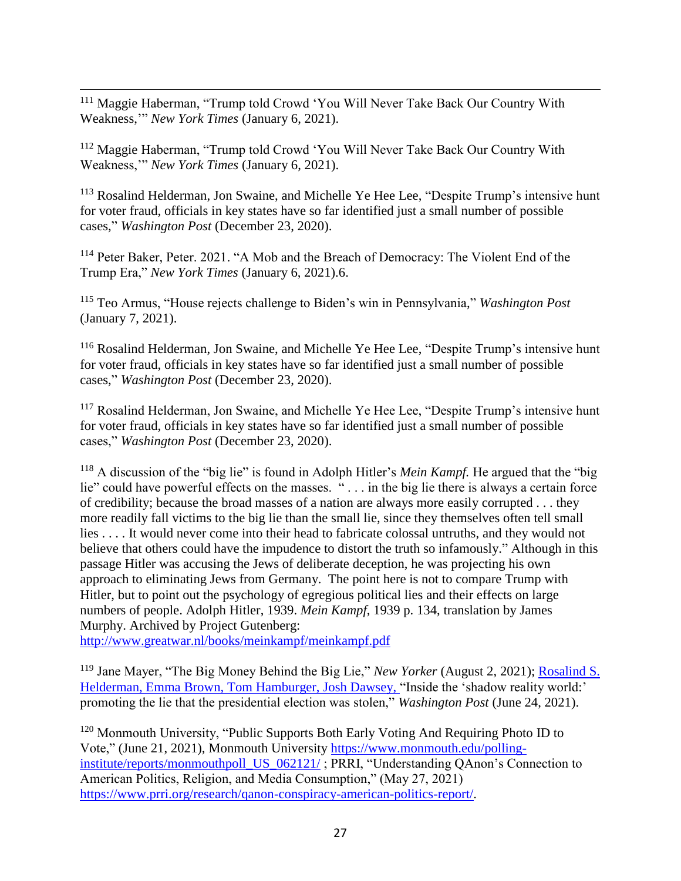[111] Maggie Haberman, "Trump told Crowd 'You Will Never Take Back Our Country With Weakness,'" *New York Times* (January 6, 2021).

[112] Maggie Haberman, "Trump told Crowd 'You Will Never Take Back Our Country With Weakness,'" *New York Times* (January 6, 2021).

[113] Rosalind Helderman, Jon Swaine, and Michelle Ye Hee Lee, "Despite Trump's intensive hunt for voter fraud, officials in key states have so far identified just a small number of possible cases," *Washington Post* (December 23, 2020).

[114] Peter Baker, Peter. 2021. "A Mob and the Breach of Democracy: The Violent End of the Trump Era," *New York Times* (January 6, 2021).6.

[115] Teo Armus, "House rejects challenge to Biden's win in Pennsylvania," *Washington Post* (January 7, 2021).

[116] Rosalind Helderman, Jon Swaine, and Michelle Ye Hee Lee, "Despite Trump's intensive hunt for voter fraud, officials in key states have so far identified just a small number of possible cases," *Washington Post* (December 23, 2020).

[117] Rosalind Helderman, Jon Swaine, and Michelle Ye Hee Lee, "Despite Trump's intensive hunt for voter fraud, officials in key states have so far identified just a small number of possible cases," *Washington Post* (December 23, 2020).

[118] A discussion of the "big lie" is found in Adolph Hitler's *Mein Kampf.* He argued that the "big lie" could have powerful effects on the masses. " . . . in the big lie there is always a certain force of credibility; because the broad masses of a nation are always more easily corrupted . . . they more readily fall victims to the big lie than the small lie, since they themselves often tell small lies . . . . It would never come into their head to fabricate colossal untruths, and they would not believe that others could have the impudence to distort the truth so infamously." Although in this passage Hitler was accusing the Jews of deliberate deception, he was projecting his own approach to eliminating Jews from Germany. The point here is not to compare Trump with Hitler, but to point out the psychology of egregious political lies and their effects on large numbers of people. Adolph Hitler, 1939. *Mein Kampf*, 1939 p. 134, translation by James Murphy. Archived by Project Gutenberg: http://www.greatwar.nl/books/meinkampf/meinkampf.pdf

[119] Jane Mayer, "The Big Money Behind the Big Lie," *New Yorker* (August 2, 2021); Rosalind S. Helderman, Emma Brown, Tom Hamburger, Josh Dawsey, "Inside the 'shadow reality world:' promoting the lie that the presidential election was stolen," *Washington Post* (June 24, 2021).

[120] Monmouth University, "Public Supports Both Early Voting And Requiring Photo ID to Vote," (June 21, 2021), Monmouth University https://www.monmouth.edu/polling-institute/reports/monmouthpoll_US_062121/ ; PRRI, "Understanding QAnon's Connection to American Politics, Religion, and Media Consumption," (May 27, 2021) https://www.prri.org/research/qanon-conspiracy-american-politics-report/.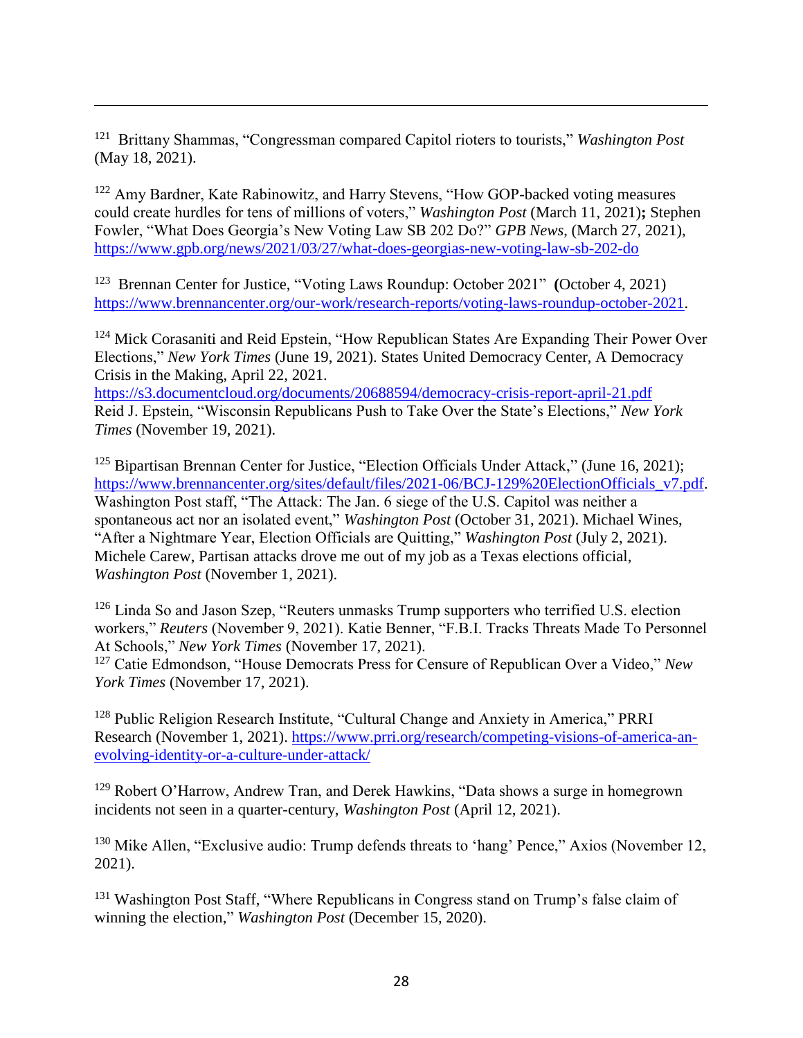[121] Brittany Shammas, "Congressman compared Capitol rioters to tourists," *Washington Post* (May 18, 2021).

[122] Amy Bardner, Kate Rabinowitz, and Harry Stevens, "How GOP-backed voting measures could create hurdles for tens of millions of voters," *Washington Post* (March 11, 2021)**;** Stephen Fowler, "What Does Georgia's New Voting Law SB 202 Do?" *GPB News*, (March 27, 2021), https://www.gpb.org/news/2021/03/27/what-does-georgias-new-voting-law-sb-202-do

[123] Brennan Center for Justice, "Voting Laws Roundup: October 2021" **(**October 4, 2021) https://www.brennancenter.org/our-work/research-reports/voting-laws-roundup-october-2021.

[124] Mick Corasaniti and Reid Epstein, "How Republican States Are Expanding Their Power Over Elections," *New York Times* (June 19, 2021). States United Democracy Center, A Democracy Crisis in the Making, April 22, 2021. https://s3.documentcloud.org/documents/20688594/democracy-crisis-report-april-21.pdf Reid J. Epstein, "Wisconsin Republicans Push to Take Over the State's Elections," *New York Times* (November 19, 2021).

[125] Bipartisan Brennan Center for Justice, "Election Officials Under Attack," (June 16, 2021); https://www.brennancenter.org/sites/default/files/2021-06/BCJ-129%20ElectionOfficials_v7.pdf. Washington Post staff, "The Attack: The Jan. 6 siege of the U.S. Capitol was neither a spontaneous act nor an isolated event," *Washington Post* (October 31, 2021). Michael Wines, "After a Nightmare Year, Election Officials are Quitting," *Washington Post* (July 2, 2021). Michele Carew, Partisan attacks drove me out of my job as a Texas elections official, *Washington Post* (November 1, 2021).

[126] Linda So and Jason Szep, "Reuters unmasks Trump supporters who terrified U.S. election workers," *Reuters* (November 9, 2021). Katie Benner, "F.B.I. Tracks Threats Made To Personnel At Schools," *New York Times* (November 17, 2021).

[127] Catie Edmondson, "House Democrats Press for Censure of Republican Over a Video," *New York Times* (November 17, 2021).

[128] Public Religion Research Institute, "Cultural Change and Anxiety in America," PRRI Research (November 1, 2021). https://www.prri.org/research/competing-visions-of-america-an-evolving-identity-or-a-culture-under-attack/

[129] Robert O'Harrow, Andrew Tran, and Derek Hawkins, "Data shows a surge in homegrown incidents not seen in a quarter-century, *Washington Post* (April 12, 2021).

[130] Mike Allen, "Exclusive audio: Trump defends threats to 'hang' Pence," Axios (November 12, 2021).

[131] Washington Post Staff, "Where Republicans in Congress stand on Trump's false claim of winning the election," *Washington Post* (December 15, 2020).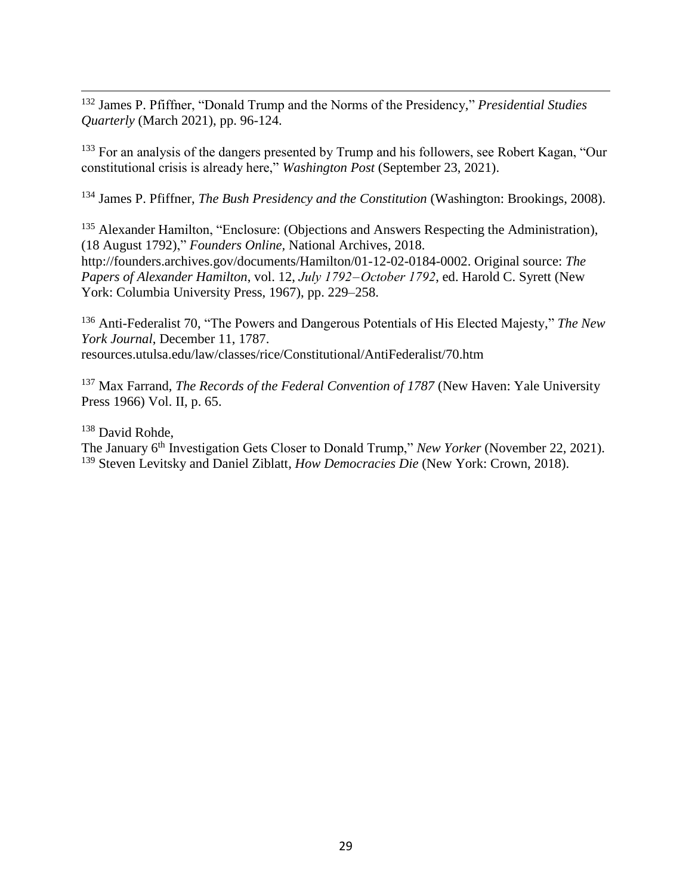[132] James P. Pfiffner, "Donald Trump and the Norms of the Presidency," *Presidential Studies Quarterly* (March 2021), pp. 96-124.

[133] For an analysis of the dangers presented by Trump and his followers, see Robert Kagan, "Our constitutional crisis is already here," *Washington Post* (September 23, 2021).

[134] James P. Pfiffner, *The Bush Presidency and the Constitution* (Washington: Brookings, 2008).

[135] Alexander Hamilton, "Enclosure: (Objections and Answers Respecting the Administration), (18 August 1792)," *Founders Online*, National Archives, 2018. http://founders.archives.gov/documents/Hamilton/01-12-02-0184-0002. Original source: *The Papers of Alexander Hamilton*, vol. 12, *July 1792–October 1792*, ed. Harold C. Syrett (New York: Columbia University Press, 1967), pp. 229–258.

[136] Anti-Federalist 70, "The Powers and Dangerous Potentials of His Elected Majesty," *The New York Journal*, December 11, 1787. resources.utulsa.edu/law/classes/rice/Constitutional/AntiFederalist/70.htm

[137] Max Farrand, *The Records of the Federal Convention of 1787* (New Haven: Yale University Press 1966) Vol. II, p. 65.

[138] David Rohde,
The January 6th Investigation Gets Closer to Donald Trump," *New Yorker* (November 22, 2021).

[139] Steven Levitsky and Daniel Ziblatt, *How Democracies Die* (New York: Crown, 2018).